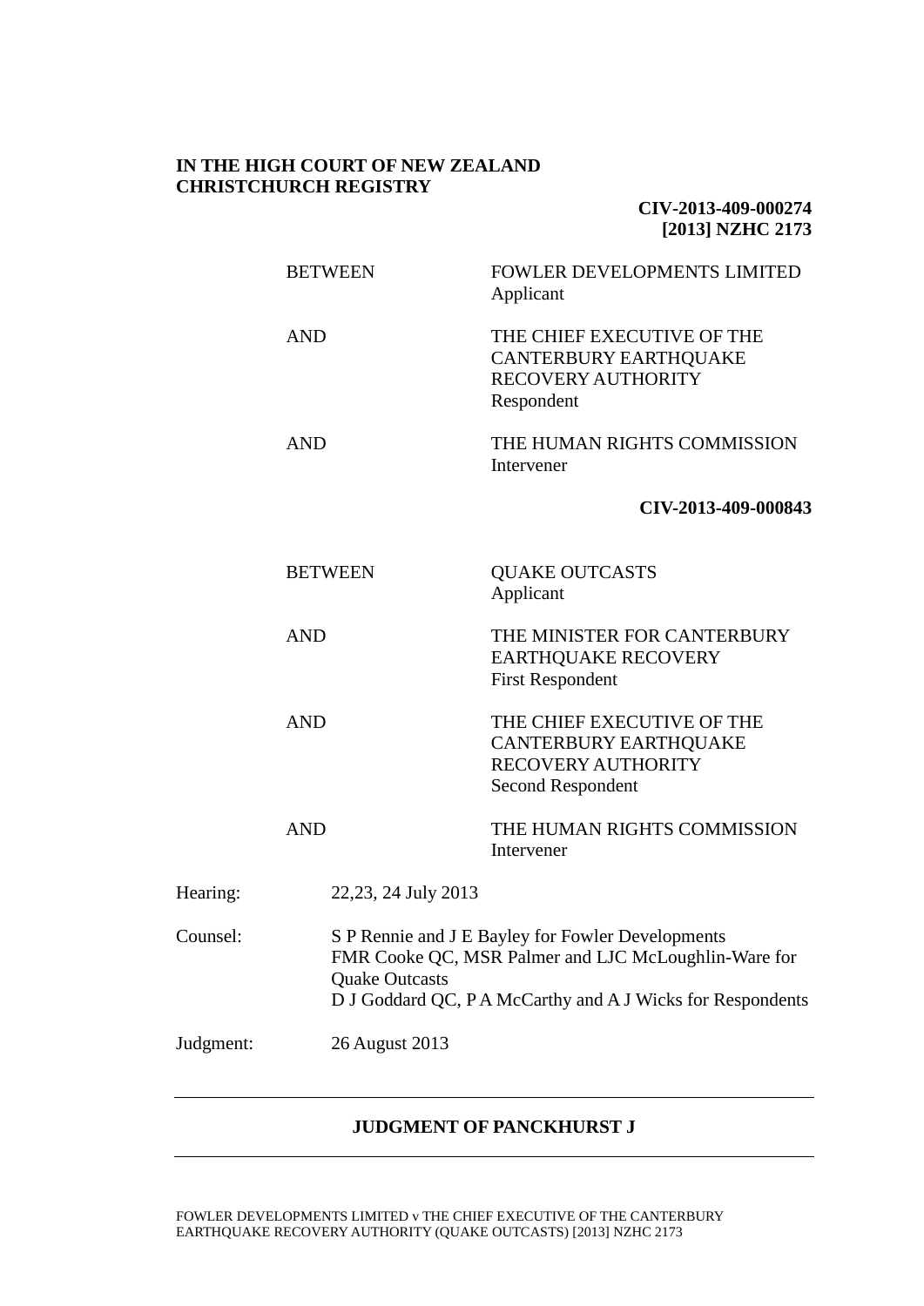**IN THE HIGH COURT OF NEW ZEALAND**
**CHRISTCHURCH REGISTRY**

**CIV-2013-409-000274**
**[2013] NZHC 2173**

| | |
|---|---|
| BETWEEN | FOWLER DEVELOPMENTS LIMITED<br>Applicant |
| AND | THE CHIEF EXECUTIVE OF THE CANTERBURY EARTHQUAKE RECOVERY AUTHORITY<br>Respondent |
| AND | THE HUMAN RIGHTS COMMISSION<br>Intervener |

**CIV-2013-409-000843**

| | |
|---|---|
| BETWEEN | QUAKE OUTCASTS<br>Applicant |
| AND | THE MINISTER FOR CANTERBURY EARTHQUAKE RECOVERY<br>First Respondent |
| AND | THE CHIEF EXECUTIVE OF THE CANTERBURY EARTHQUAKE RECOVERY AUTHORITY<br>Second Respondent |
| AND | THE HUMAN RIGHTS COMMISSION<br>Intervener |

| | |
|---|---|
| Hearing: | 22,23, 24 July 2013 |
| Counsel: | S P Rennie and J E Bayley for Fowler Developments<br>FMR Cooke QC, MSR Palmer and LJC McLoughlin-Ware for Quake Outcasts<br>D J Goddard QC, P A McCarthy and A J Wicks for Respondents |
| Judgment: | 26 August 2013 |

---

**JUDGMENT OF PANCKHURST J**

---

FOWLER DEVELOPMENTS LIMITED v THE CHIEF EXECUTIVE OF THE CANTERBURY EARTHQUAKE RECOVERY AUTHORITY (QUAKE OUTCASTS) [2013] NZHC 2173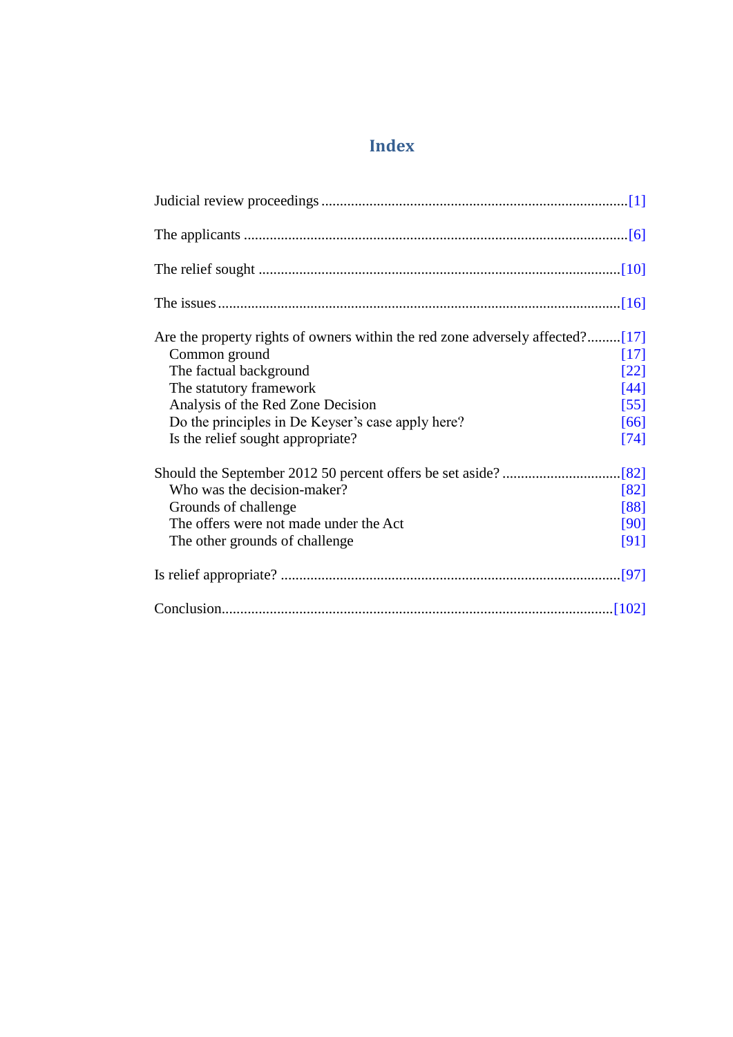# Index

Judicial review proceedings ........................................................................ [1]

The applicants ........................................................................................ [6]

The relief sought ...................................................................................... [10]

The issues ............................................................................................... [16]

Are the property rights of owners within the red zone adversely affected? ......... [17]
- Common ground [17]
- The factual background [22]
- The statutory framework [44]
- Analysis of the Red Zone Decision [55]
- Do the principles in De Keyser's case apply here? [66]
- Is the relief sought appropriate? [74]

Should the September 2012 50 percent offers be set aside? ................................ [82]
- Who was the decision-maker? [82]
- Grounds of challenge [88]
- The offers were not made under the Act [90]
- The other grounds of challenge [91]

Is relief appropriate? ................................................................................. [97]

Conclusion ............................................................................................... [102]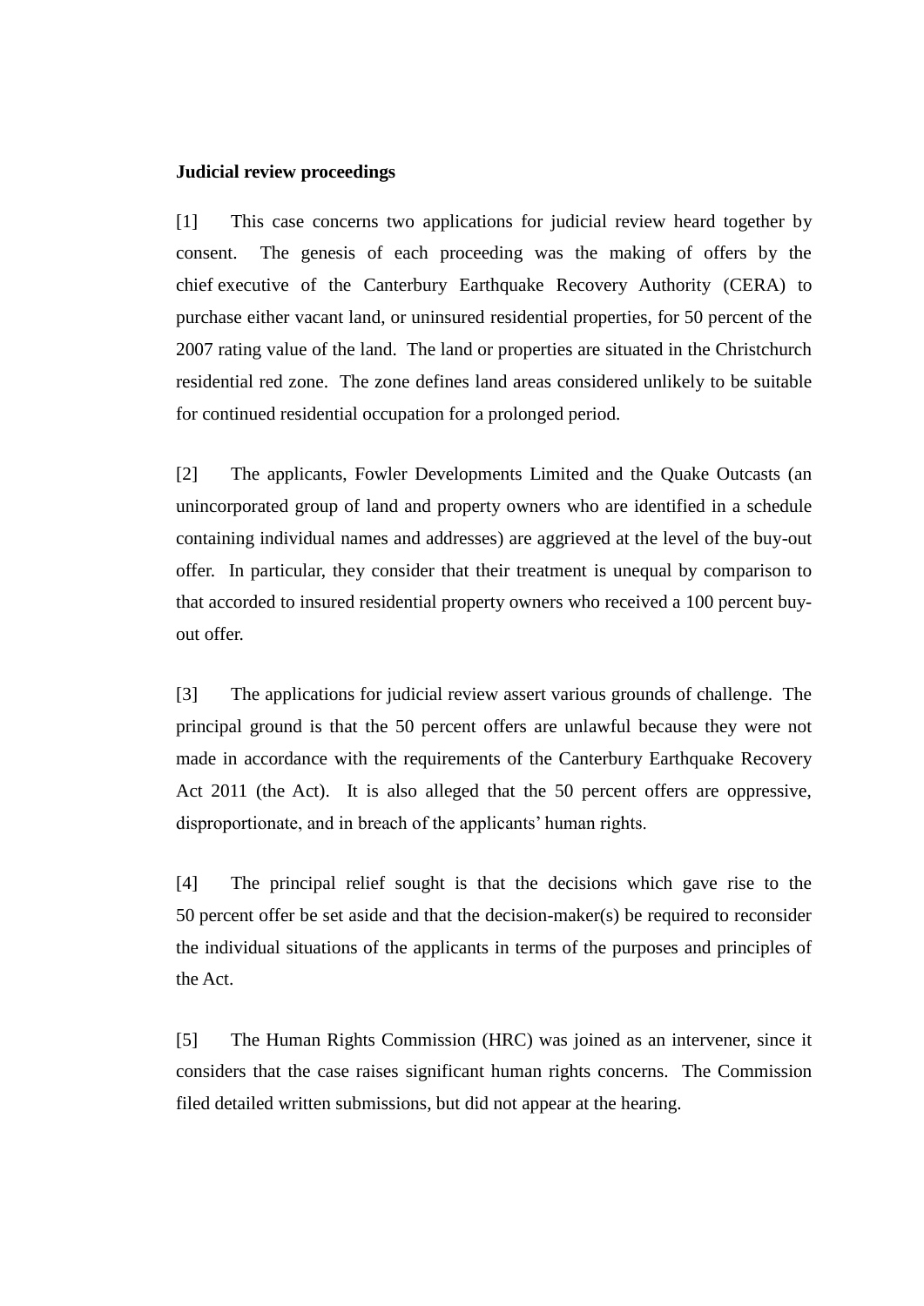**Judicial review proceedings**

[1] This case concerns two applications for judicial review heard together by consent. The genesis of each proceeding was the making of offers by the chief executive of the Canterbury Earthquake Recovery Authority (CERA) to purchase either vacant land, or uninsured residential properties, for 50 percent of the 2007 rating value of the land. The land or properties are situated in the Christchurch residential red zone. The zone defines land areas considered unlikely to be suitable for continued residential occupation for a prolonged period.

[2] The applicants, Fowler Developments Limited and the Quake Outcasts (an unincorporated group of land and property owners who are identified in a schedule containing individual names and addresses) are aggrieved at the level of the buy-out offer. In particular, they consider that their treatment is unequal by comparison to that accorded to insured residential property owners who received a 100 percent buy-out offer.

[3] The applications for judicial review assert various grounds of challenge. The principal ground is that the 50 percent offers are unlawful because they were not made in accordance with the requirements of the Canterbury Earthquake Recovery Act 2011 (the Act). It is also alleged that the 50 percent offers are oppressive, disproportionate, and in breach of the applicants' human rights.

[4] The principal relief sought is that the decisions which gave rise to the 50 percent offer be set aside and that the decision-maker(s) be required to reconsider the individual situations of the applicants in terms of the purposes and principles of the Act.

[5] The Human Rights Commission (HRC) was joined as an intervener, since it considers that the case raises significant human rights concerns. The Commission filed detailed written submissions, but did not appear at the hearing.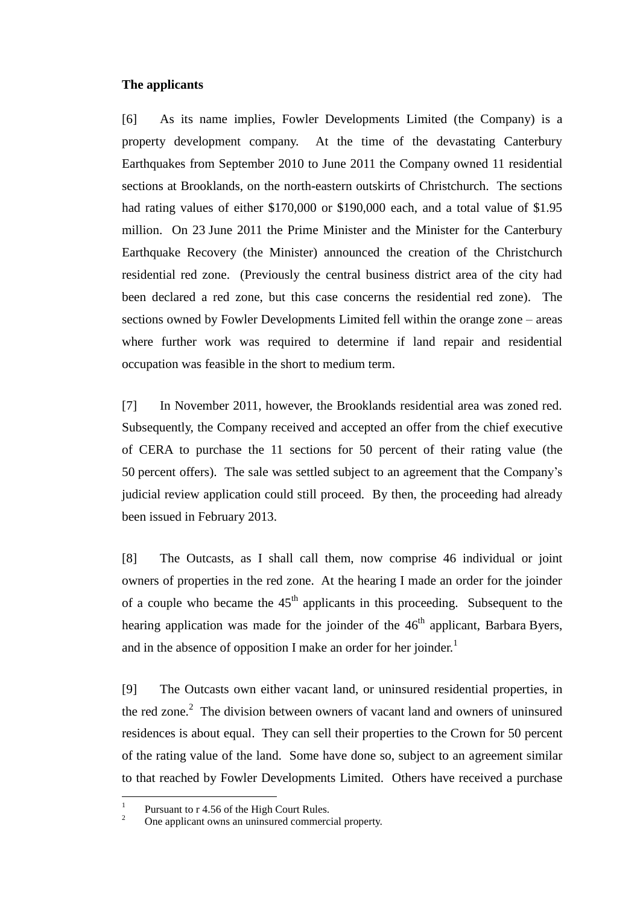**The applicants**

[6] As its name implies, Fowler Developments Limited (the Company) is a property development company. At the time of the devastating Canterbury Earthquakes from September 2010 to June 2011 the Company owned 11 residential sections at Brooklands, on the north-eastern outskirts of Christchurch. The sections had rating values of either $170,000 or $190,000 each, and a total value of $1.95 million. On 23 June 2011 the Prime Minister and the Minister for the Canterbury Earthquake Recovery (the Minister) announced the creation of the Christchurch residential red zone. (Previously the central business district area of the city had been declared a red zone, but this case concerns the residential red zone). The sections owned by Fowler Developments Limited fell within the orange zone – areas where further work was required to determine if land repair and residential occupation was feasible in the short to medium term.

[7] In November 2011, however, the Brooklands residential area was zoned red. Subsequently, the Company received and accepted an offer from the chief executive of CERA to purchase the 11 sections for 50 percent of their rating value (the 50 percent offers). The sale was settled subject to an agreement that the Company's judicial review application could still proceed. By then, the proceeding had already been issued in February 2013.

[8] The Outcasts, as I shall call them, now comprise 46 individual or joint owners of properties in the red zone. At the hearing I made an order for the joinder of a couple who became the 45th applicants in this proceeding. Subsequent to the hearing application was made for the joinder of the 46th applicant, Barbara Byers, and in the absence of opposition I make an order for her joinder.[1]

[9] The Outcasts own either vacant land, or uninsured residential properties, in the red zone.[2] The division between owners of vacant land and owners of uninsured residences is about equal. They can sell their properties to the Crown for 50 percent of the rating value of the land. Some have done so, subject to an agreement similar to that reached by Fowler Developments Limited. Others have received a purchase

---

[1] Pursuant to r 4.56 of the High Court Rules.

[2] One applicant owns an uninsured commercial property.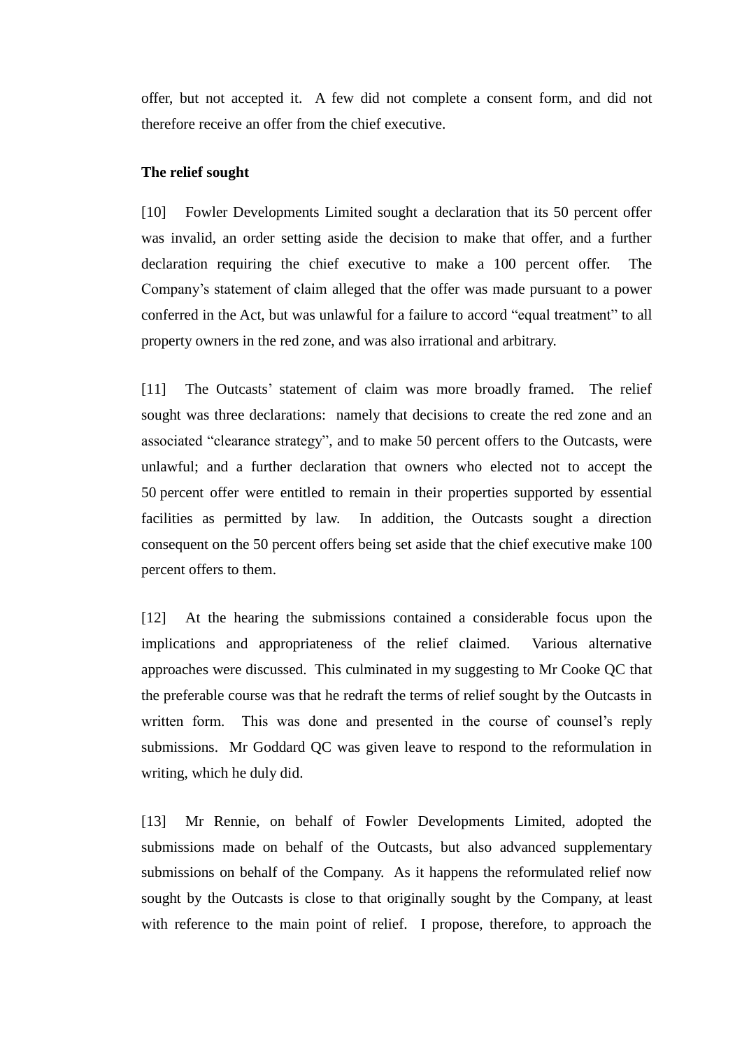offer, but not accepted it. A few did not complete a consent form, and did not therefore receive an offer from the chief executive.

**The relief sought**

[10] Fowler Developments Limited sought a declaration that its 50 percent offer was invalid, an order setting aside the decision to make that offer, and a further declaration requiring the chief executive to make a 100 percent offer. The Company's statement of claim alleged that the offer was made pursuant to a power conferred in the Act, but was unlawful for a failure to accord "equal treatment" to all property owners in the red zone, and was also irrational and arbitrary.

[11] The Outcasts' statement of claim was more broadly framed. The relief sought was three declarations: namely that decisions to create the red zone and an associated "clearance strategy", and to make 50 percent offers to the Outcasts, were unlawful; and a further declaration that owners who elected not to accept the 50 percent offer were entitled to remain in their properties supported by essential facilities as permitted by law. In addition, the Outcasts sought a direction consequent on the 50 percent offers being set aside that the chief executive make 100 percent offers to them.

[12] At the hearing the submissions contained a considerable focus upon the implications and appropriateness of the relief claimed. Various alternative approaches were discussed. This culminated in my suggesting to Mr Cooke QC that the preferable course was that he redraft the terms of relief sought by the Outcasts in written form. This was done and presented in the course of counsel's reply submissions. Mr Goddard QC was given leave to respond to the reformulation in writing, which he duly did.

[13] Mr Rennie, on behalf of Fowler Developments Limited, adopted the submissions made on behalf of the Outcasts, but also advanced supplementary submissions on behalf of the Company. As it happens the reformulated relief now sought by the Outcasts is close to that originally sought by the Company, at least with reference to the main point of relief. I propose, therefore, to approach the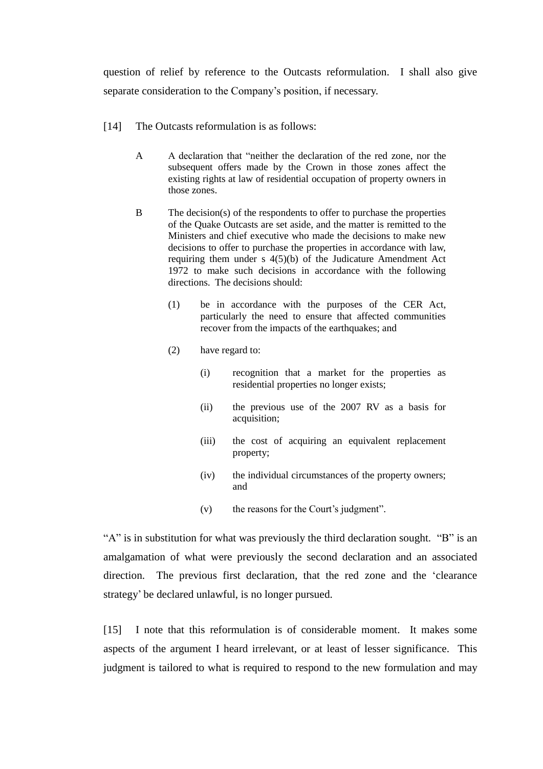question of relief by reference to the Outcasts reformulation. I shall also give separate consideration to the Company's position, if necessary.

[14] The Outcasts reformulation is as follows:

> A A declaration that "neither the declaration of the red zone, nor the subsequent offers made by the Crown in those zones affect the existing rights at law of residential occupation of property owners in those zones.
>
> B The decision(s) of the respondents to offer to purchase the properties of the Quake Outcasts are set aside, and the matter is remitted to the Ministers and chief executive who made the decisions to make new decisions to offer to purchase the properties in accordance with law, requiring them under s 4(5)(b) of the Judicature Amendment Act 1972 to make such decisions in accordance with the following directions. The decisions should:
>
> (1) be in accordance with the purposes of the CER Act, particularly the need to ensure that affected communities recover from the impacts of the earthquakes; and
>
> (2) have regard to:
>
> (i) recognition that a market for the properties as residential properties no longer exists;
>
> (ii) the previous use of the 2007 RV as a basis for acquisition;
>
> (iii) the cost of acquiring an equivalent replacement property;
>
> (iv) the individual circumstances of the property owners; and
>
> (v) the reasons for the Court's judgment".

"A" is in substitution for what was previously the third declaration sought. "B" is an amalgamation of what were previously the second declaration and an associated direction. The previous first declaration, that the red zone and the 'clearance strategy' be declared unlawful, is no longer pursued.

[15] I note that this reformulation is of considerable moment. It makes some aspects of the argument I heard irrelevant, or at least of lesser significance. This judgment is tailored to what is required to respond to the new formulation and may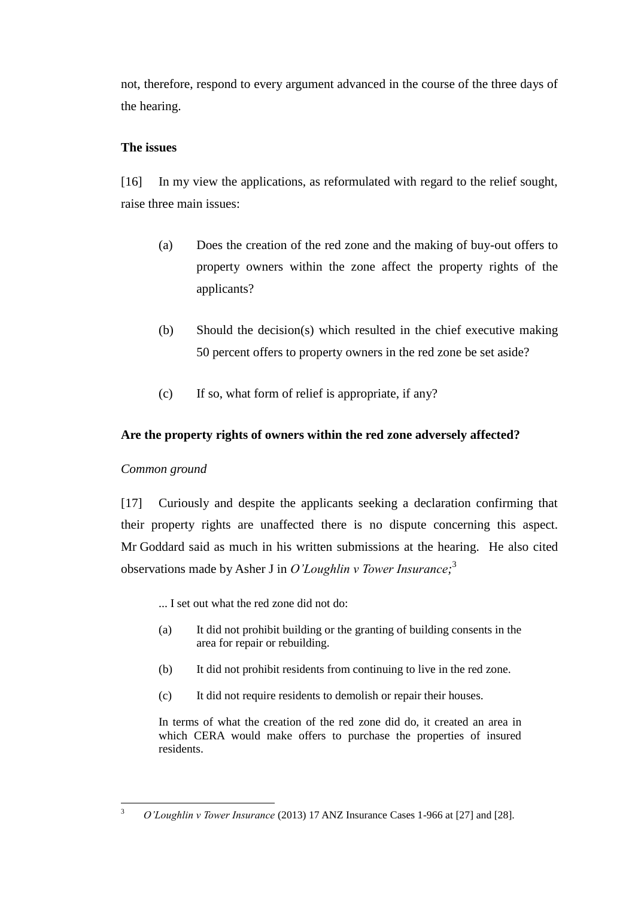not, therefore, respond to every argument advanced in the course of the three days of the hearing.

**The issues**

[16] In my view the applications, as reformulated with regard to the relief sought, raise three main issues:

(a) Does the creation of the red zone and the making of buy-out offers to property owners within the zone affect the property rights of the applicants?

(b) Should the decision(s) which resulted in the chief executive making 50 percent offers to property owners in the red zone be set aside?

(c) If so, what form of relief is appropriate, if any?

**Are the property rights of owners within the red zone adversely affected?**

*Common ground*

[17] Curiously and despite the applicants seeking a declaration confirming that their property rights are unaffected there is no dispute concerning this aspect. Mr Goddard said as much in his written submissions at the hearing. He also cited observations made by Asher J in *O'Loughlin v Tower Insurance;*[3]

> ... I set out what the red zone did not do:
>
> (a) It did not prohibit building or the granting of building consents in the area for repair or rebuilding.
>
> (b) It did not prohibit residents from continuing to live in the red zone.
>
> (c) It did not require residents to demolish or repair their houses.
>
> In terms of what the creation of the red zone did do, it created an area in which CERA would make offers to purchase the properties of insured residents.

[3] *O'Loughlin v Tower Insurance* (2013) 17 ANZ Insurance Cases 1-966 at [27] and [28].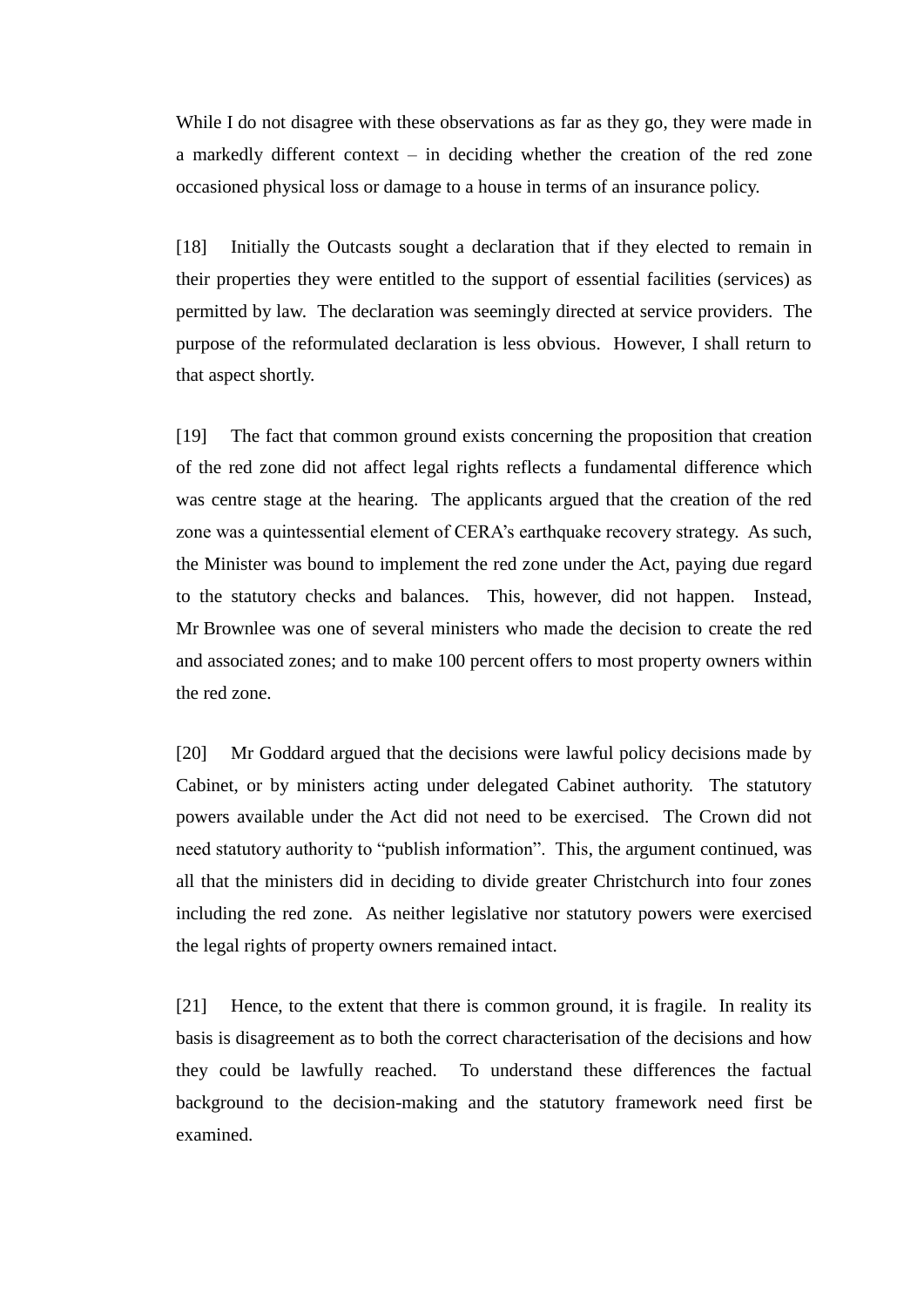While I do not disagree with these observations as far as they go, they were made in a markedly different context – in deciding whether the creation of the red zone occasioned physical loss or damage to a house in terms of an insurance policy.

[18] Initially the Outcasts sought a declaration that if they elected to remain in their properties they were entitled to the support of essential facilities (services) as permitted by law. The declaration was seemingly directed at service providers. The purpose of the reformulated declaration is less obvious. However, I shall return to that aspect shortly.

[19] The fact that common ground exists concerning the proposition that creation of the red zone did not affect legal rights reflects a fundamental difference which was centre stage at the hearing. The applicants argued that the creation of the red zone was a quintessential element of CERA's earthquake recovery strategy. As such, the Minister was bound to implement the red zone under the Act, paying due regard to the statutory checks and balances. This, however, did not happen. Instead, Mr Brownlee was one of several ministers who made the decision to create the red and associated zones; and to make 100 percent offers to most property owners within the red zone.

[20] Mr Goddard argued that the decisions were lawful policy decisions made by Cabinet, or by ministers acting under delegated Cabinet authority. The statutory powers available under the Act did not need to be exercised. The Crown did not need statutory authority to "publish information". This, the argument continued, was all that the ministers did in deciding to divide greater Christchurch into four zones including the red zone. As neither legislative nor statutory powers were exercised the legal rights of property owners remained intact.

[21] Hence, to the extent that there is common ground, it is fragile. In reality its basis is disagreement as to both the correct characterisation of the decisions and how they could be lawfully reached. To understand these differences the factual background to the decision-making and the statutory framework need first be examined.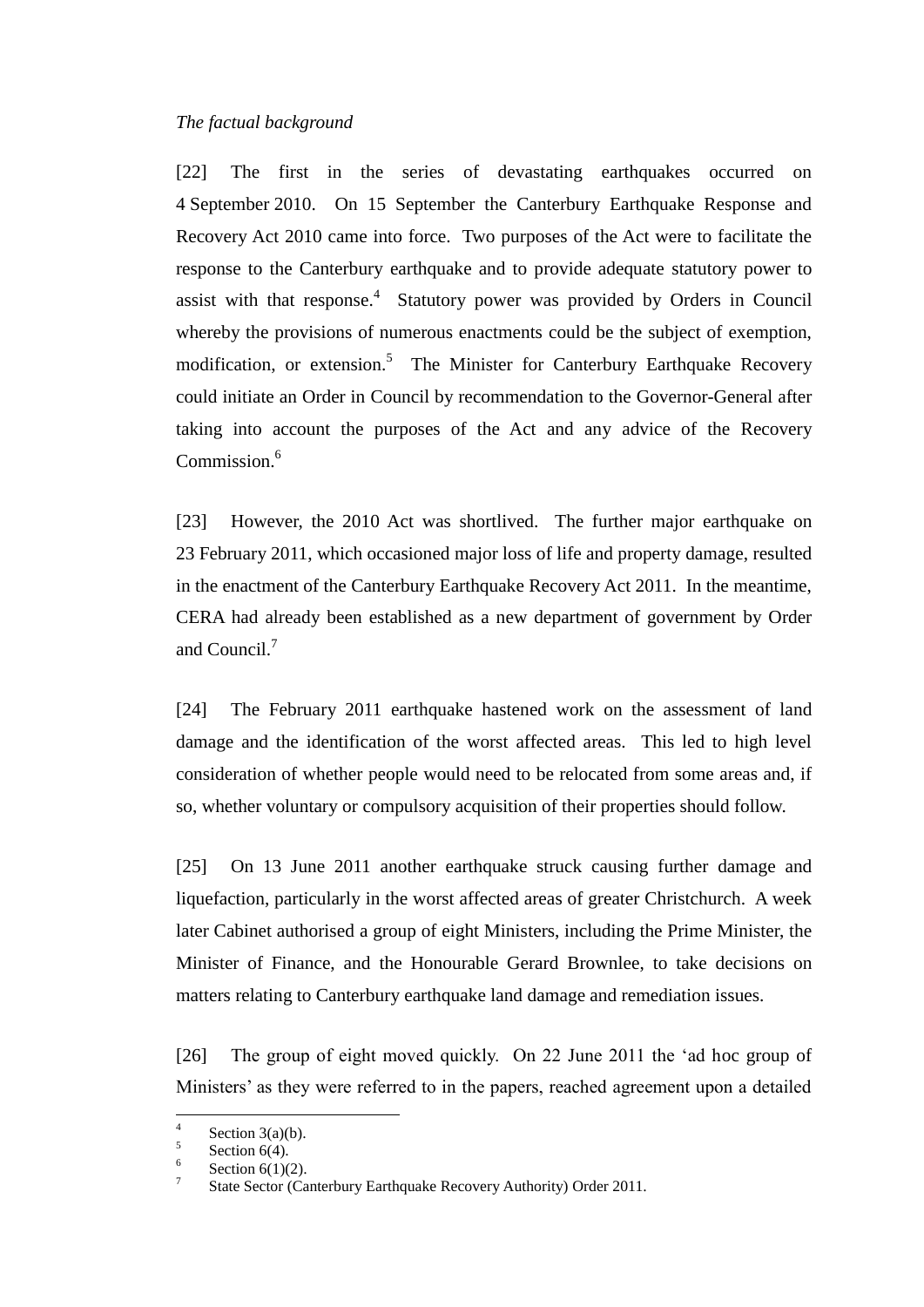*The factual background*

[22] The first in the series of devastating earthquakes occurred on 4 September 2010. On 15 September the Canterbury Earthquake Response and Recovery Act 2010 came into force. Two purposes of the Act were to facilitate the response to the Canterbury earthquake and to provide adequate statutory power to assist with that response.[4] Statutory power was provided by Orders in Council whereby the provisions of numerous enactments could be the subject of exemption, modification, or extension.[5] The Minister for Canterbury Earthquake Recovery could initiate an Order in Council by recommendation to the Governor-General after taking into account the purposes of the Act and any advice of the Recovery Commission.[6]

[23] However, the 2010 Act was shortlived. The further major earthquake on 23 February 2011, which occasioned major loss of life and property damage, resulted in the enactment of the Canterbury Earthquake Recovery Act 2011. In the meantime, CERA had already been established as a new department of government by Order and Council.[7]

[24] The February 2011 earthquake hastened work on the assessment of land damage and the identification of the worst affected areas. This led to high level consideration of whether people would need to be relocated from some areas and, if so, whether voluntary or compulsory acquisition of their properties should follow.

[25] On 13 June 2011 another earthquake struck causing further damage and liquefaction, particularly in the worst affected areas of greater Christchurch. A week later Cabinet authorised a group of eight Ministers, including the Prime Minister, the Minister of Finance, and the Honourable Gerard Brownlee, to take decisions on matters relating to Canterbury earthquake land damage and remediation issues.

[26] The group of eight moved quickly. On 22 June 2011 the 'ad hoc group of Ministers' as they were referred to in the papers, reached agreement upon a detailed

---

[4] Section 3(a)(b).

[5] Section 6(4).

[6] Section 6(1)(2).

[7] State Sector (Canterbury Earthquake Recovery Authority) Order 2011.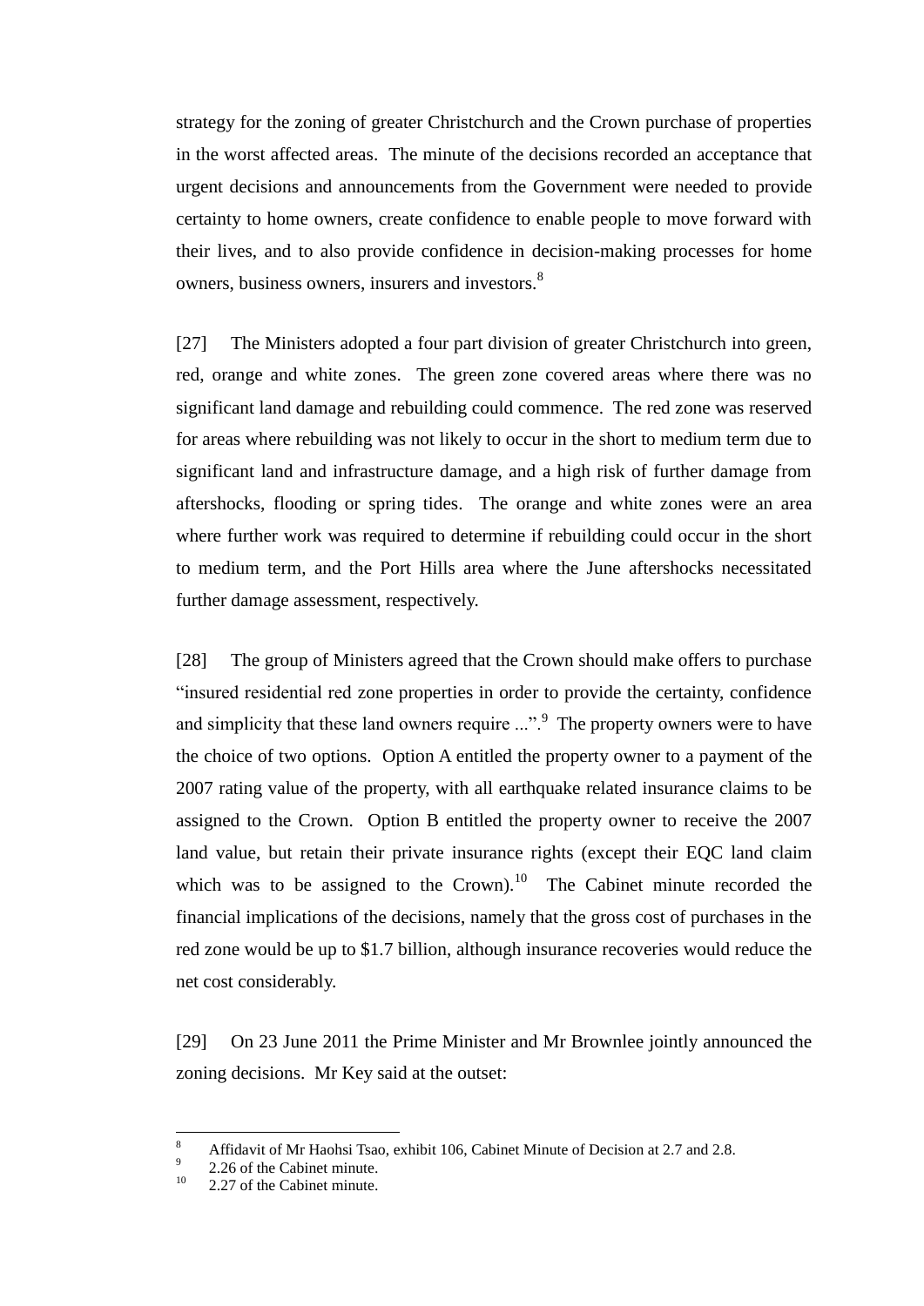strategy for the zoning of greater Christchurch and the Crown purchase of properties in the worst affected areas. The minute of the decisions recorded an acceptance that urgent decisions and announcements from the Government were needed to provide certainty to home owners, create confidence to enable people to move forward with their lives, and to also provide confidence in decision-making processes for home owners, business owners, insurers and investors.[8]

[27] The Ministers adopted a four part division of greater Christchurch into green, red, orange and white zones. The green zone covered areas where there was no significant land damage and rebuilding could commence. The red zone was reserved for areas where rebuilding was not likely to occur in the short to medium term due to significant land and infrastructure damage, and a high risk of further damage from aftershocks, flooding or spring tides. The orange and white zones were an area where further work was required to determine if rebuilding could occur in the short to medium term, and the Port Hills area where the June aftershocks necessitated further damage assessment, respectively.

[28] The group of Ministers agreed that the Crown should make offers to purchase "insured residential red zone properties in order to provide the certainty, confidence and simplicity that these land owners require ...".[9] The property owners were to have the choice of two options. Option A entitled the property owner to a payment of the 2007 rating value of the property, with all earthquake related insurance claims to be assigned to the Crown. Option B entitled the property owner to receive the 2007 land value, but retain their private insurance rights (except their EQC land claim which was to be assigned to the Crown).[10] The Cabinet minute recorded the financial implications of the decisions, namely that the gross cost of purchases in the red zone would be up to $1.7 billion, although insurance recoveries would reduce the net cost considerably.

[29] On 23 June 2011 the Prime Minister and Mr Brownlee jointly announced the zoning decisions. Mr Key said at the outset:

---

[8] Affidavit of Mr Haohsi Tsao, exhibit 106, Cabinet Minute of Decision at 2.7 and 2.8.

[9] 2.26 of the Cabinet minute.

[10] 2.27 of the Cabinet minute.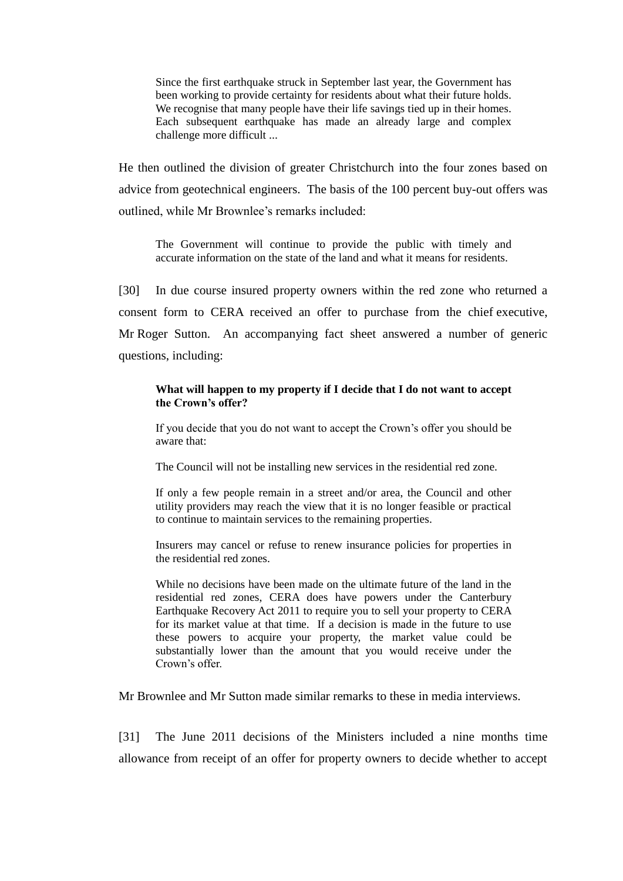> Since the first earthquake struck in September last year, the Government has been working to provide certainty for residents about what their future holds. We recognise that many people have their life savings tied up in their homes. Each subsequent earthquake has made an already large and complex challenge more difficult ...

He then outlined the division of greater Christchurch into the four zones based on advice from geotechnical engineers. The basis of the 100 percent buy-out offers was outlined, while Mr Brownlee's remarks included:

> The Government will continue to provide the public with timely and accurate information on the state of the land and what it means for residents.

[30] In due course insured property owners within the red zone who returned a consent form to CERA received an offer to purchase from the chief executive, Mr Roger Sutton. An accompanying fact sheet answered a number of generic questions, including:

> **What will happen to my property if I decide that I do not want to accept the Crown's offer?**
>
> If you decide that you do not want to accept the Crown's offer you should be aware that:
>
> The Council will not be installing new services in the residential red zone.
>
> If only a few people remain in a street and/or area, the Council and other utility providers may reach the view that it is no longer feasible or practical to continue to maintain services to the remaining properties.
>
> Insurers may cancel or refuse to renew insurance policies for properties in the residential red zones.
>
> While no decisions have been made on the ultimate future of the land in the residential red zones, CERA does have powers under the Canterbury Earthquake Recovery Act 2011 to require you to sell your property to CERA for its market value at that time. If a decision is made in the future to use these powers to acquire your property, the market value could be substantially lower than the amount that you would receive under the Crown's offer.

Mr Brownlee and Mr Sutton made similar remarks to these in media interviews.

[31] The June 2011 decisions of the Ministers included a nine months time allowance from receipt of an offer for property owners to decide whether to accept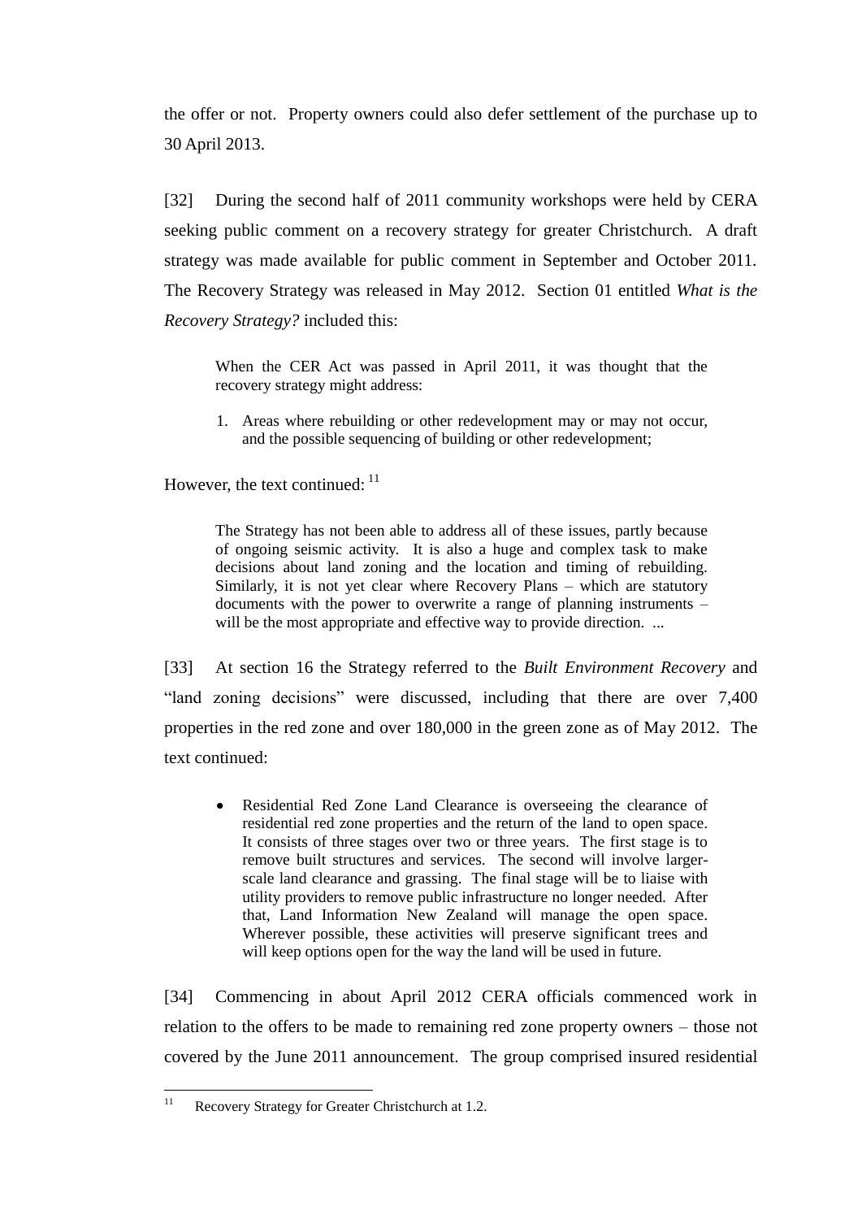the offer or not. Property owners could also defer settlement of the purchase up to 30 April 2013.

[32] During the second half of 2011 community workshops were held by CERA seeking public comment on a recovery strategy for greater Christchurch. A draft strategy was made available for public comment in September and October 2011. The Recovery Strategy was released in May 2012. Section 01 entitled *What is the Recovery Strategy?* included this:

> When the CER Act was passed in April 2011, it was thought that the recovery strategy might address:
>
> 1. Areas where rebuilding or other redevelopment may or may not occur, and the possible sequencing of building or other redevelopment;

However, the text continued: [11]

> The Strategy has not been able to address all of these issues, partly because of ongoing seismic activity. It is also a huge and complex task to make decisions about land zoning and the location and timing of rebuilding. Similarly, it is not yet clear where Recovery Plans – which are statutory documents with the power to overwrite a range of planning instruments – will be the most appropriate and effective way to provide direction. ...

[33] At section 16 the Strategy referred to the *Built Environment Recovery* and "land zoning decisions" were discussed, including that there are over 7,400 properties in the red zone and over 180,000 in the green zone as of May 2012. The text continued:

> - Residential Red Zone Land Clearance is overseeing the clearance of residential red zone properties and the return of the land to open space. It consists of three stages over two or three years. The first stage is to remove built structures and services. The second will involve larger-scale land clearance and grassing. The final stage will be to liaise with utility providers to remove public infrastructure no longer needed. After that, Land Information New Zealand will manage the open space. Wherever possible, these activities will preserve significant trees and will keep options open for the way the land will be used in future.

[34] Commencing in about April 2012 CERA officials commenced work in relation to the offers to be made to remaining red zone property owners – those not covered by the June 2011 announcement. The group comprised insured residential

[11] Recovery Strategy for Greater Christchurch at 1.2.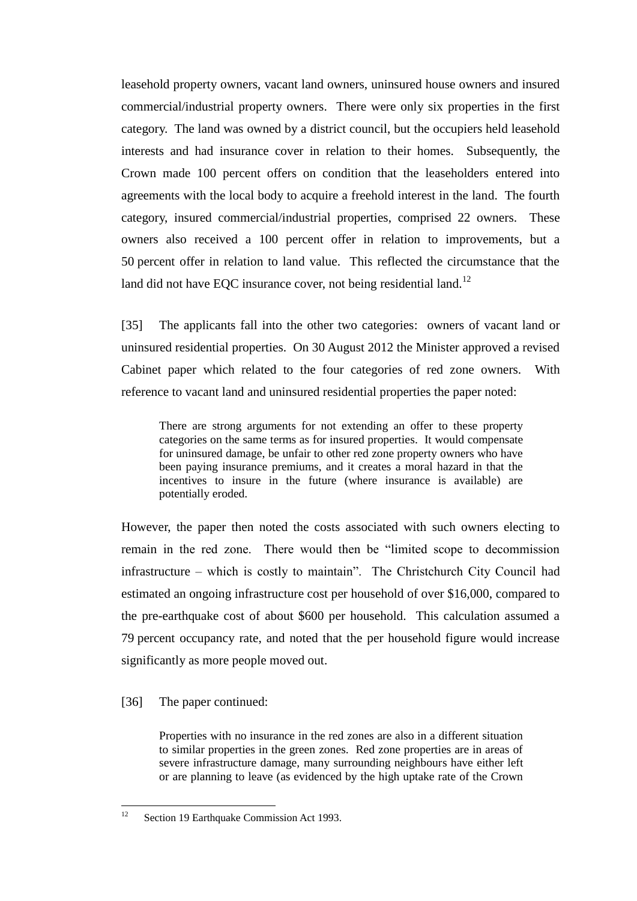leasehold property owners, vacant land owners, uninsured house owners and insured commercial/industrial property owners. There were only six properties in the first category. The land was owned by a district council, but the occupiers held leasehold interests and had insurance cover in relation to their homes. Subsequently, the Crown made 100 percent offers on condition that the leaseholders entered into agreements with the local body to acquire a freehold interest in the land. The fourth category, insured commercial/industrial properties, comprised 22 owners. These owners also received a 100 percent offer in relation to improvements, but a 50 percent offer in relation to land value. This reflected the circumstance that the land did not have EQC insurance cover, not being residential land.[12]

[35] The applicants fall into the other two categories: owners of vacant land or uninsured residential properties. On 30 August 2012 the Minister approved a revised Cabinet paper which related to the four categories of red zone owners. With reference to vacant land and uninsured residential properties the paper noted:

> There are strong arguments for not extending an offer to these property categories on the same terms as for insured properties. It would compensate for uninsured damage, be unfair to other red zone property owners who have been paying insurance premiums, and it creates a moral hazard in that the incentives to insure in the future (where insurance is available) are potentially eroded.

However, the paper then noted the costs associated with such owners electing to remain in the red zone. There would then be "limited scope to decommission infrastructure – which is costly to maintain". The Christchurch City Council had estimated an ongoing infrastructure cost per household of over $16,000, compared to the pre-earthquake cost of about $600 per household. This calculation assumed a 79 percent occupancy rate, and noted that the per household figure would increase significantly as more people moved out.

[36] The paper continued:

> Properties with no insurance in the red zones are also in a different situation to similar properties in the green zones. Red zone properties are in areas of severe infrastructure damage, many surrounding neighbours have either left or are planning to leave (as evidenced by the high uptake rate of the Crown

---

[12] Section 19 Earthquake Commission Act 1993.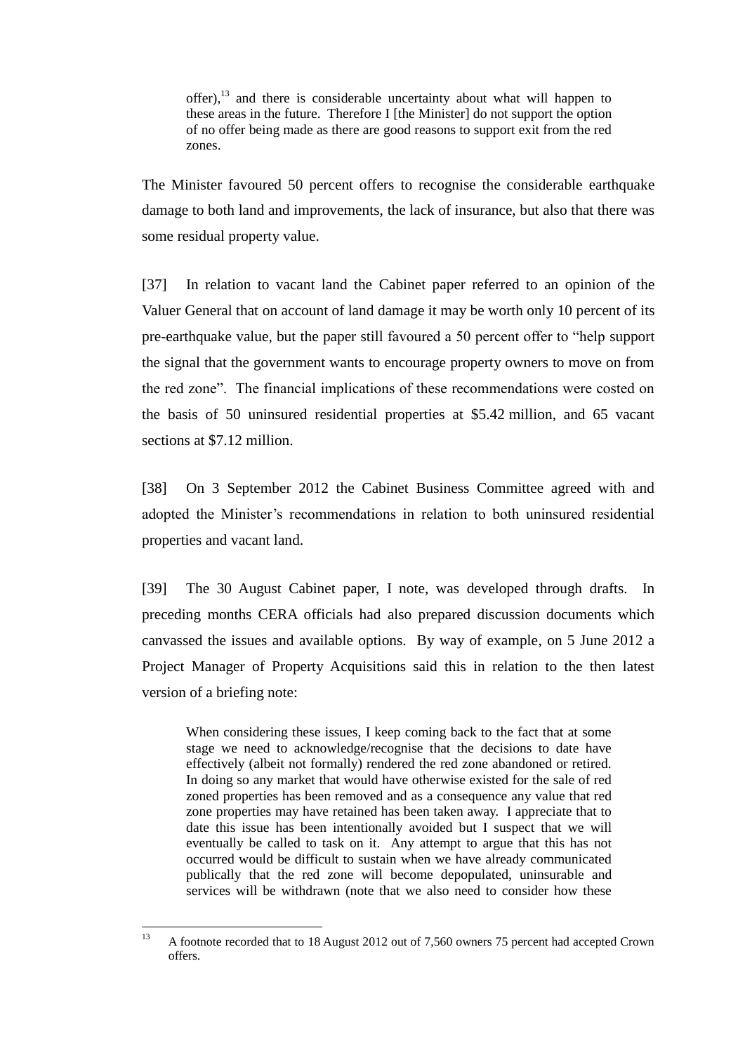> offer),[13] and there is considerable uncertainty about what will happen to these areas in the future. Therefore I [the Minister] do not support the option of no offer being made as there are good reasons to support exit from the red zones.

The Minister favoured 50 percent offers to recognise the considerable earthquake damage to both land and improvements, the lack of insurance, but also that there was some residual property value.

[37] In relation to vacant land the Cabinet paper referred to an opinion of the Valuer General that on account of land damage it may be worth only 10 percent of its pre-earthquake value, but the paper still favoured a 50 percent offer to "help support the signal that the government wants to encourage property owners to move on from the red zone". The financial implications of these recommendations were costed on the basis of 50 uninsured residential properties at $5.42 million, and 65 vacant sections at $7.12 million.

[38] On 3 September 2012 the Cabinet Business Committee agreed with and adopted the Minister's recommendations in relation to both uninsured residential properties and vacant land.

[39] The 30 August Cabinet paper, I note, was developed through drafts. In preceding months CERA officials had also prepared discussion documents which canvassed the issues and available options. By way of example, on 5 June 2012 a Project Manager of Property Acquisitions said this in relation to the then latest version of a briefing note:

> When considering these issues, I keep coming back to the fact that at some stage we need to acknowledge/recognise that the decisions to date have effectively (albeit not formally) rendered the red zone abandoned or retired. In doing so any market that would have otherwise existed for the sale of red zoned properties has been removed and as a consequence any value that red zone properties may have retained has been taken away. I appreciate that to date this issue has been intentionally avoided but I suspect that we will eventually be called to task on it. Any attempt to argue that this has not occurred would be difficult to sustain when we have already communicated publically that the red zone will become depopulated, uninsurable and services will be withdrawn (note that we also need to consider how these

---

[13] A footnote recorded that to 18 August 2012 out of 7,560 owners 75 percent had accepted Crown offers.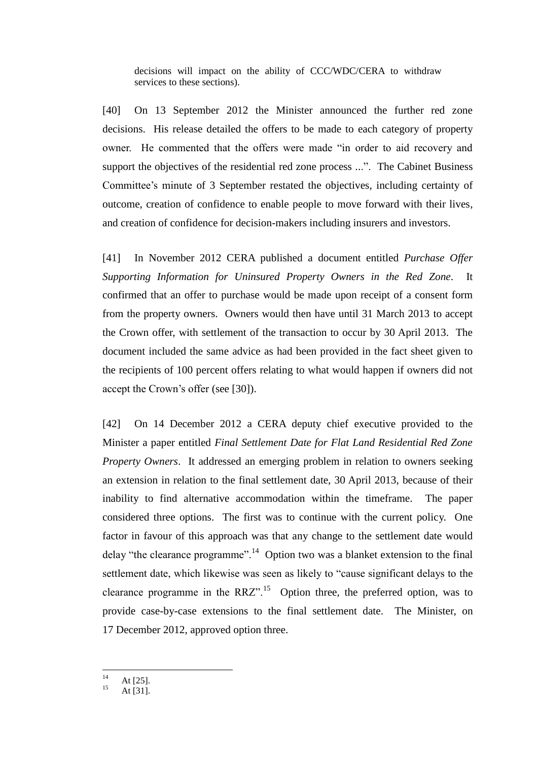> decisions will impact on the ability of CCC/WDC/CERA to withdraw services to these sections).

[40] On 13 September 2012 the Minister announced the further red zone decisions. His release detailed the offers to be made to each category of property owner. He commented that the offers were made "in order to aid recovery and support the objectives of the residential red zone process ...". The Cabinet Business Committee's minute of 3 September restated the objectives, including certainty of outcome, creation of confidence to enable people to move forward with their lives, and creation of confidence for decision-makers including insurers and investors.

[41] In November 2012 CERA published a document entitled *Purchase Offer Supporting Information for Uninsured Property Owners in the Red Zone*. It confirmed that an offer to purchase would be made upon receipt of a consent form from the property owners. Owners would then have until 31 March 2013 to accept the Crown offer, with settlement of the transaction to occur by 30 April 2013. The document included the same advice as had been provided in the fact sheet given to the recipients of 100 percent offers relating to what would happen if owners did not accept the Crown's offer (see [30]).

[42] On 14 December 2012 a CERA deputy chief executive provided to the Minister a paper entitled *Final Settlement Date for Flat Land Residential Red Zone Property Owners*. It addressed an emerging problem in relation to owners seeking an extension in relation to the final settlement date, 30 April 2013, because of their inability to find alternative accommodation within the timeframe. The paper considered three options. The first was to continue with the current policy. One factor in favour of this approach was that any change to the settlement date would delay "the clearance programme".[14] Option two was a blanket extension to the final settlement date, which likewise was seen as likely to "cause significant delays to the clearance programme in the RRZ".[15] Option three, the preferred option, was to provide case-by-case extensions to the final settlement date. The Minister, on 17 December 2012, approved option three.

---

[14] At [25].

[15] At [31].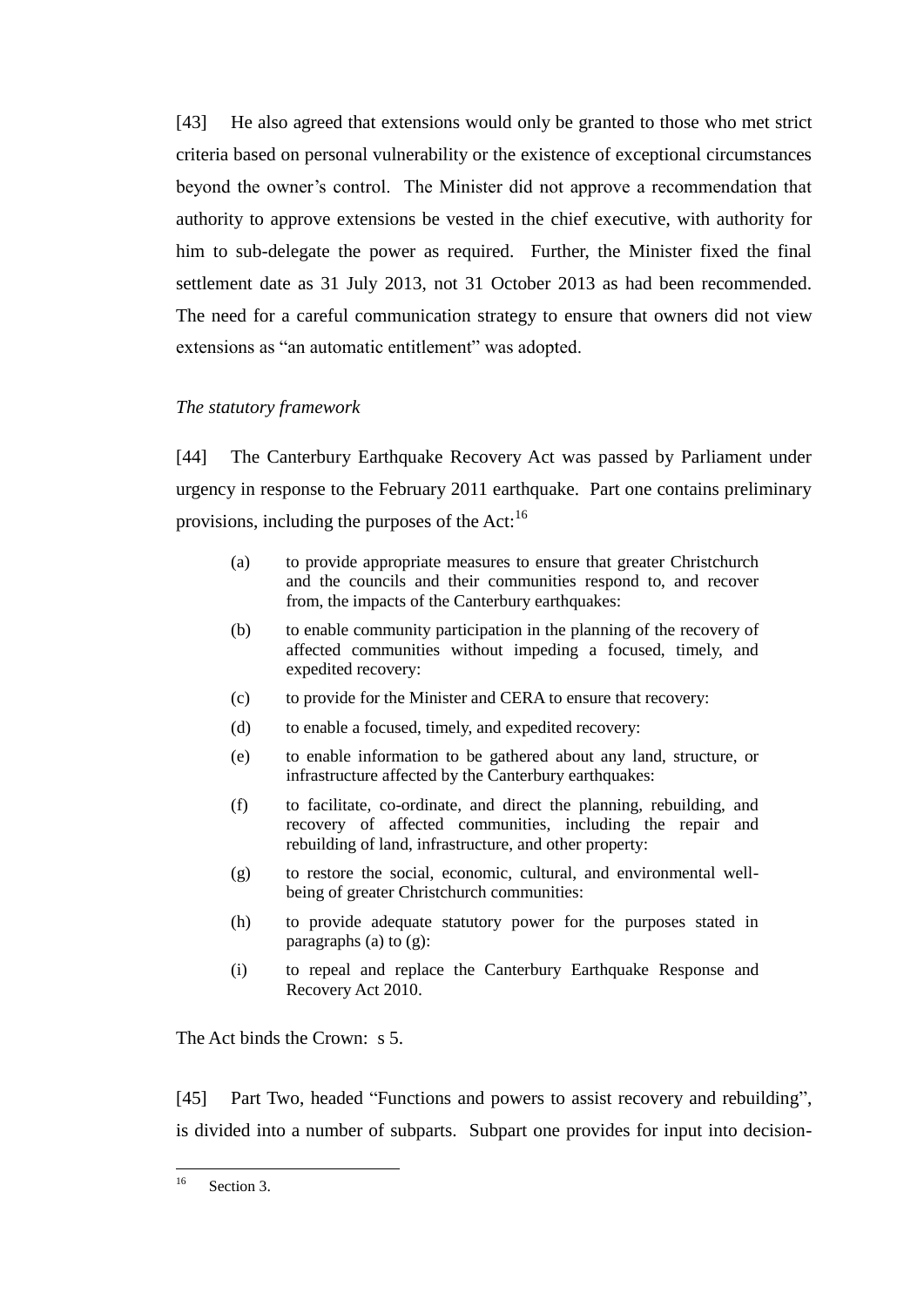[43] He also agreed that extensions would only be granted to those who met strict criteria based on personal vulnerability or the existence of exceptional circumstances beyond the owner's control. The Minister did not approve a recommendation that authority to approve extensions be vested in the chief executive, with authority for him to sub-delegate the power as required. Further, the Minister fixed the final settlement date as 31 July 2013, not 31 October 2013 as had been recommended. The need for a careful communication strategy to ensure that owners did not view extensions as "an automatic entitlement" was adopted.

*The statutory framework*

[44] The Canterbury Earthquake Recovery Act was passed by Parliament under urgency in response to the February 2011 earthquake. Part one contains preliminary provisions, including the purposes of the Act:[16]

> (a) to provide appropriate measures to ensure that greater Christchurch and the councils and their communities respond to, and recover from, the impacts of the Canterbury earthquakes:
>
> (b) to enable community participation in the planning of the recovery of affected communities without impeding a focused, timely, and expedited recovery:
>
> (c) to provide for the Minister and CERA to ensure that recovery:
>
> (d) to enable a focused, timely, and expedited recovery:
>
> (e) to enable information to be gathered about any land, structure, or infrastructure affected by the Canterbury earthquakes:
>
> (f) to facilitate, co-ordinate, and direct the planning, rebuilding, and recovery of affected communities, including the repair and rebuilding of land, infrastructure, and other property:
>
> (g) to restore the social, economic, cultural, and environmental well-being of greater Christchurch communities:
>
> (h) to provide adequate statutory power for the purposes stated in paragraphs (a) to (g):
>
> (i) to repeal and replace the Canterbury Earthquake Response and Recovery Act 2010.

The Act binds the Crown: s 5.

[45] Part Two, headed "Functions and powers to assist recovery and rebuilding", is divided into a number of subparts. Subpart one provides for input into decision-

[16] Section 3.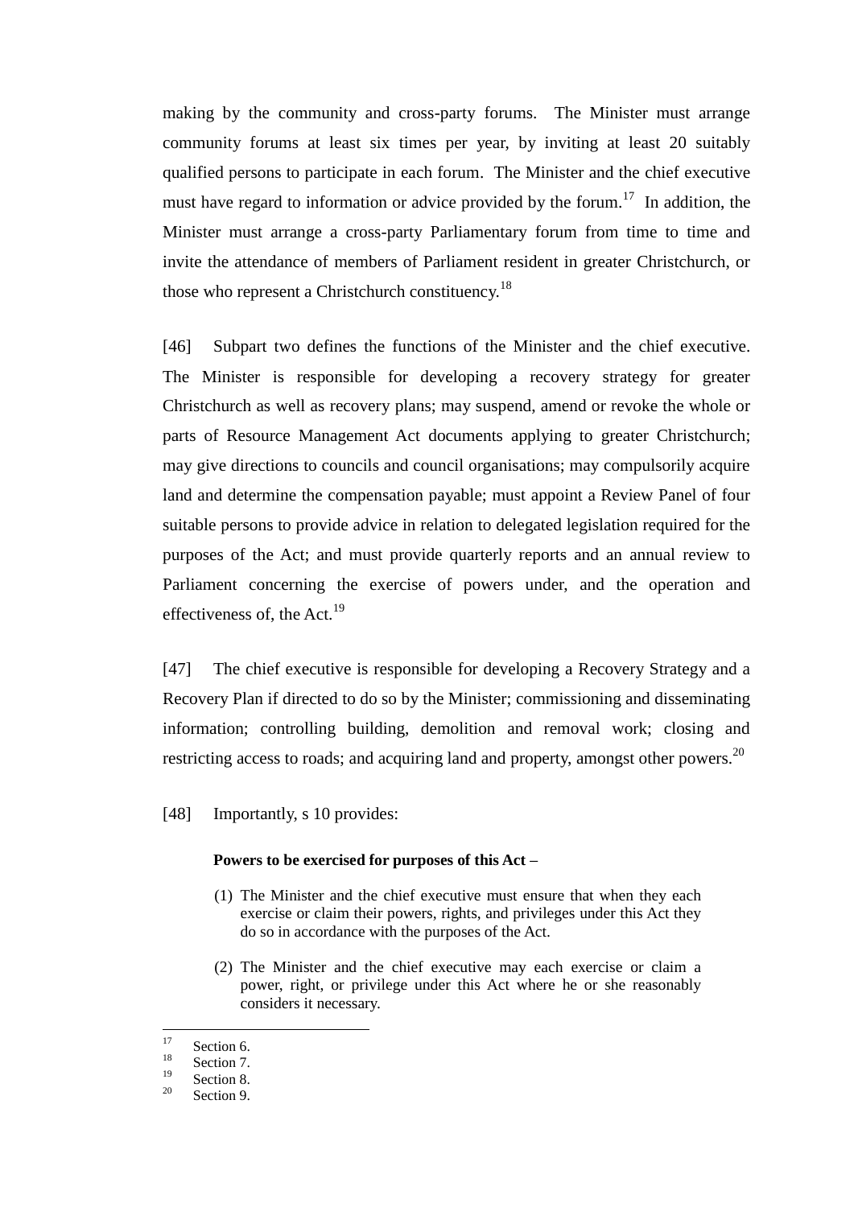making by the community and cross-party forums. The Minister must arrange community forums at least six times per year, by inviting at least 20 suitably qualified persons to participate in each forum. The Minister and the chief executive must have regard to information or advice provided by the forum.[17] In addition, the Minister must arrange a cross-party Parliamentary forum from time to time and invite the attendance of members of Parliament resident in greater Christchurch, or those who represent a Christchurch constituency.[18]

[46] Subpart two defines the functions of the Minister and the chief executive. The Minister is responsible for developing a recovery strategy for greater Christchurch as well as recovery plans; may suspend, amend or revoke the whole or parts of Resource Management Act documents applying to greater Christchurch; may give directions to councils and council organisations; may compulsorily acquire land and determine the compensation payable; must appoint a Review Panel of four suitable persons to provide advice in relation to delegated legislation required for the purposes of the Act; and must provide quarterly reports and an annual review to Parliament concerning the exercise of powers under, and the operation and effectiveness of, the Act.[19]

[47] The chief executive is responsible for developing a Recovery Strategy and a Recovery Plan if directed to do so by the Minister; commissioning and disseminating information; controlling building, demolition and removal work; closing and restricting access to roads; and acquiring land and property, amongst other powers.[20]

[48] Importantly, s 10 provides:

> **Powers to be exercised for purposes of this Act –**
>
> (1) The Minister and the chief executive must ensure that when they each exercise or claim their powers, rights, and privileges under this Act they do so in accordance with the purposes of the Act.
>
> (2) The Minister and the chief executive may each exercise or claim a power, right, or privilege under this Act where he or she reasonably considers it necessary.

---

[17] Section 6.

[18] Section 7.

[19] Section 8.

[20] Section 9.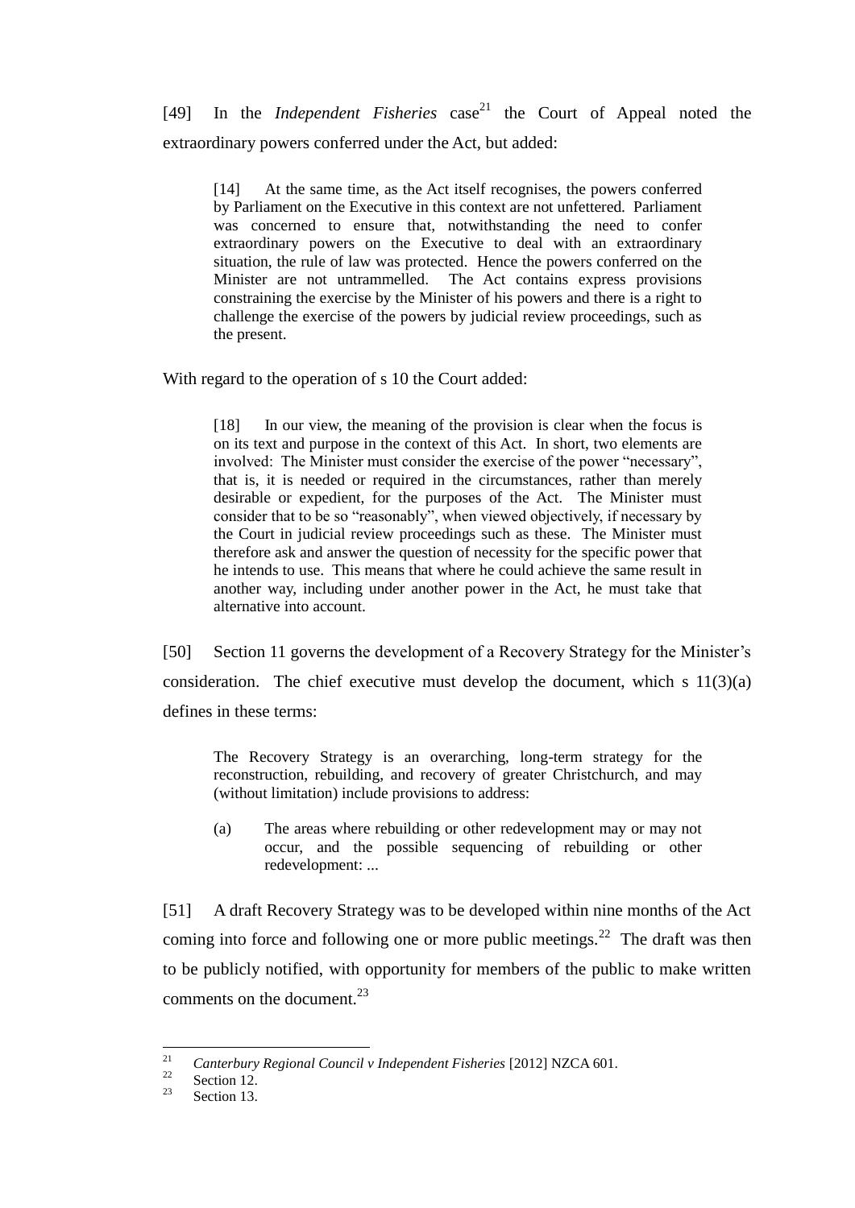[49] In the *Independent Fisheries* case[21] the Court of Appeal noted the extraordinary powers conferred under the Act, but added:

> [14] At the same time, as the Act itself recognises, the powers conferred by Parliament on the Executive in this context are not unfettered. Parliament was concerned to ensure that, notwithstanding the need to confer extraordinary powers on the Executive to deal with an extraordinary situation, the rule of law was protected. Hence the powers conferred on the Minister are not untrammelled. The Act contains express provisions constraining the exercise by the Minister of his powers and there is a right to challenge the exercise of the powers by judicial review proceedings, such as the present.

With regard to the operation of s 10 the Court added:

> [18] In our view, the meaning of the provision is clear when the focus is on its text and purpose in the context of this Act. In short, two elements are involved: The Minister must consider the exercise of the power "necessary", that is, it is needed or required in the circumstances, rather than merely desirable or expedient, for the purposes of the Act. The Minister must consider that to be so "reasonably", when viewed objectively, if necessary by the Court in judicial review proceedings such as these. The Minister must therefore ask and answer the question of necessity for the specific power that he intends to use. This means that where he could achieve the same result in another way, including under another power in the Act, he must take that alternative into account.

[50] Section 11 governs the development of a Recovery Strategy for the Minister's consideration. The chief executive must develop the document, which s 11(3)(a) defines in these terms:

> The Recovery Strategy is an overarching, long-term strategy for the reconstruction, rebuilding, and recovery of greater Christchurch, and may (without limitation) include provisions to address:
>
> (a) The areas where rebuilding or other redevelopment may or may not occur, and the possible sequencing of rebuilding or other redevelopment: ...

[51] A draft Recovery Strategy was to be developed within nine months of the Act coming into force and following one or more public meetings.[22] The draft was then to be publicly notified, with opportunity for members of the public to make written comments on the document.[23]

---

[21] *Canterbury Regional Council v Independent Fisheries* [2012] NZCA 601.

[22] Section 12.

[23] Section 13.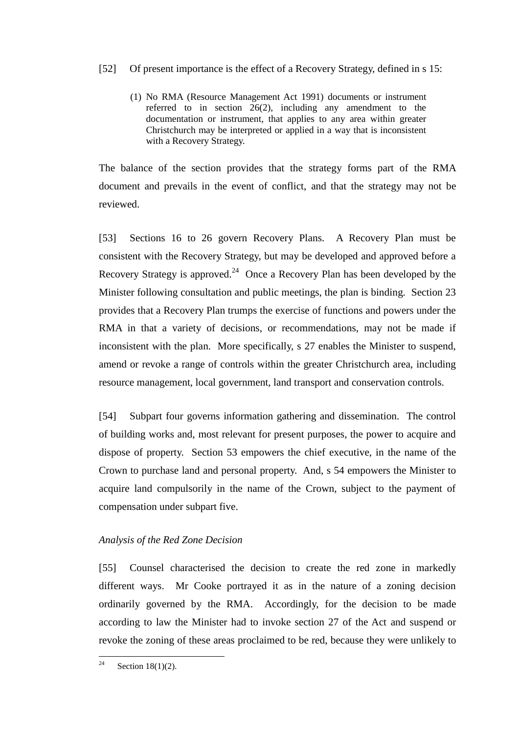[52] Of present importance is the effect of a Recovery Strategy, defined in s 15:

> (1) No RMA (Resource Management Act 1991) documents or instrument referred to in section 26(2), including any amendment to the documentation or instrument, that applies to any area within greater Christchurch may be interpreted or applied in a way that is inconsistent with a Recovery Strategy.

The balance of the section provides that the strategy forms part of the RMA document and prevails in the event of conflict, and that the strategy may not be reviewed.

[53] Sections 16 to 26 govern Recovery Plans. A Recovery Plan must be consistent with the Recovery Strategy, but may be developed and approved before a Recovery Strategy is approved.[24] Once a Recovery Plan has been developed by the Minister following consultation and public meetings, the plan is binding. Section 23 provides that a Recovery Plan trumps the exercise of functions and powers under the RMA in that a variety of decisions, or recommendations, may not be made if inconsistent with the plan. More specifically, s 27 enables the Minister to suspend, amend or revoke a range of controls within the greater Christchurch area, including resource management, local government, land transport and conservation controls.

[54] Subpart four governs information gathering and dissemination. The control of building works and, most relevant for present purposes, the power to acquire and dispose of property. Section 53 empowers the chief executive, in the name of the Crown to purchase land and personal property. And, s 54 empowers the Minister to acquire land compulsorily in the name of the Crown, subject to the payment of compensation under subpart five.

*Analysis of the Red Zone Decision*

[55] Counsel characterised the decision to create the red zone in markedly different ways. Mr Cooke portrayed it as in the nature of a zoning decision ordinarily governed by the RMA. Accordingly, for the decision to be made according to law the Minister had to invoke section 27 of the Act and suspend or revoke the zoning of these areas proclaimed to be red, because they were unlikely to

---

[24] Section 18(1)(2).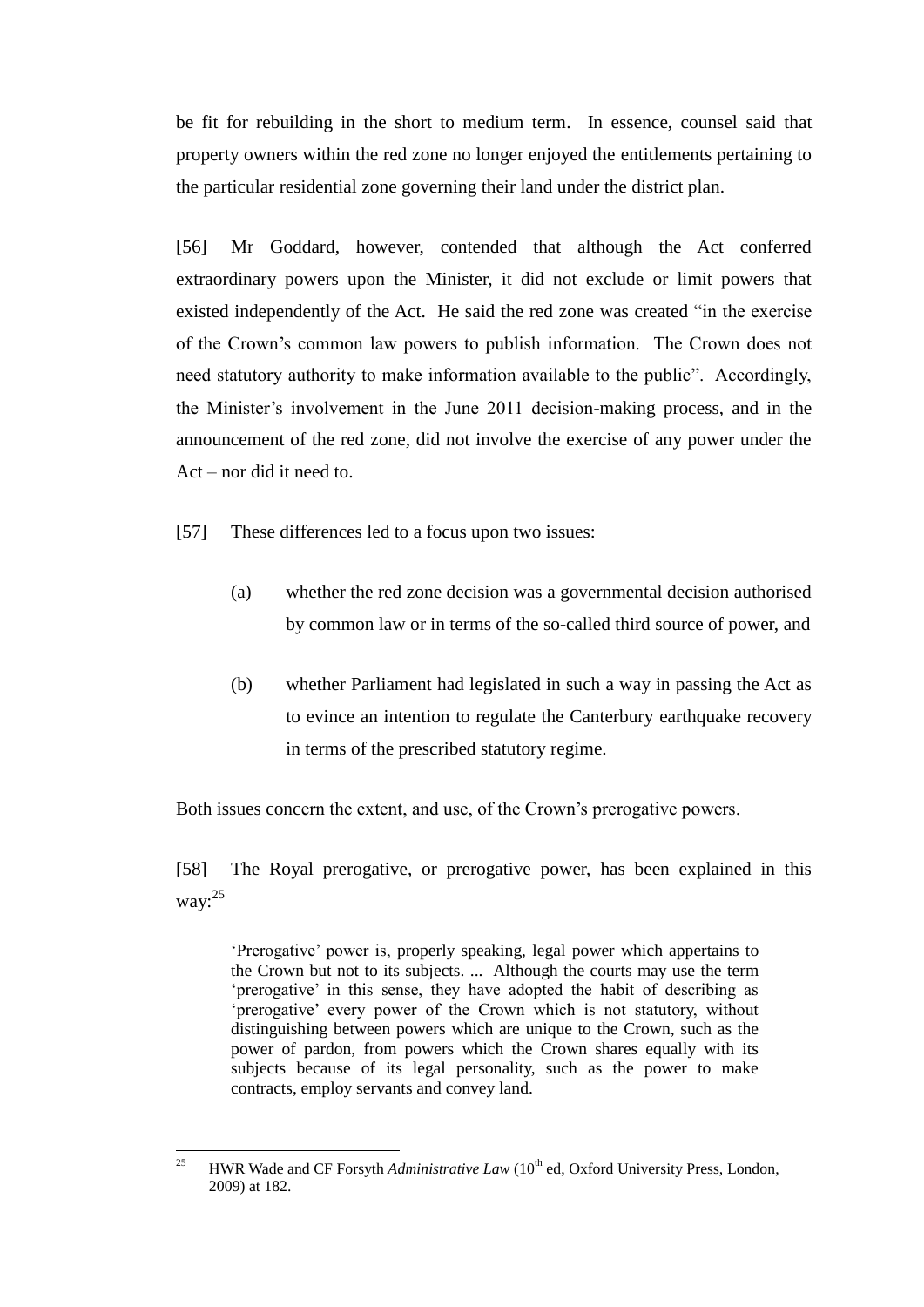be fit for rebuilding in the short to medium term. In essence, counsel said that property owners within the red zone no longer enjoyed the entitlements pertaining to the particular residential zone governing their land under the district plan.

[56] Mr Goddard, however, contended that although the Act conferred extraordinary powers upon the Minister, it did not exclude or limit powers that existed independently of the Act. He said the red zone was created "in the exercise of the Crown's common law powers to publish information. The Crown does not need statutory authority to make information available to the public". Accordingly, the Minister's involvement in the June 2011 decision-making process, and in the announcement of the red zone, did not involve the exercise of any power under the Act – nor did it need to.

[57] These differences led to a focus upon two issues:

(a) whether the red zone decision was a governmental decision authorised by common law or in terms of the so-called third source of power, and

(b) whether Parliament had legislated in such a way in passing the Act as to evince an intention to regulate the Canterbury earthquake recovery in terms of the prescribed statutory regime.

Both issues concern the extent, and use, of the Crown's prerogative powers.

[58] The Royal prerogative, or prerogative power, has been explained in this way:[25]

> 'Prerogative' power is, properly speaking, legal power which appertains to the Crown but not to its subjects. ... Although the courts may use the term 'prerogative' in this sense, they have adopted the habit of describing as 'prerogative' every power of the Crown which is not statutory, without distinguishing between powers which are unique to the Crown, such as the power of pardon, from powers which the Crown shares equally with its subjects because of its legal personality, such as the power to make contracts, employ servants and convey land.

---

[25] HWR Wade and CF Forsyth *Administrative Law* (10th ed, Oxford University Press, London, 2009) at 182.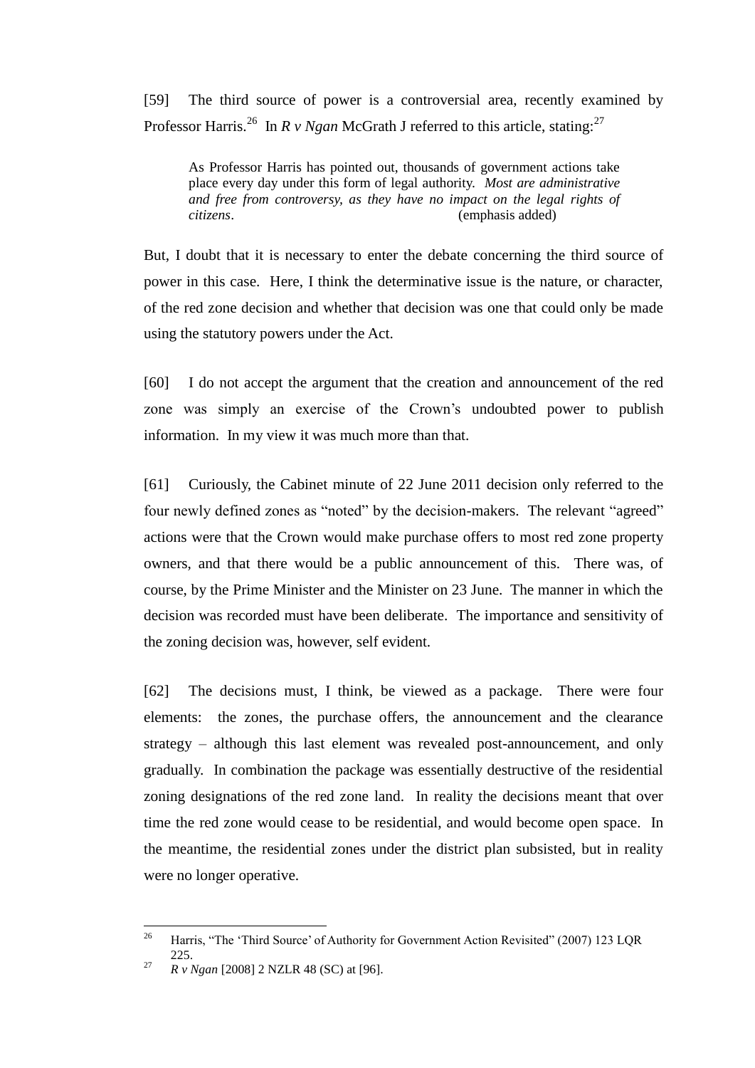[59] The third source of power is a controversial area, recently examined by Professor Harris.[26] In *R v Ngan* McGrath J referred to this article, stating:[27]

> As Professor Harris has pointed out, thousands of government actions take place every day under this form of legal authority. *Most are administrative and free from controversy, as they have no impact on the legal rights of citizens*. (emphasis added)

But, I doubt that it is necessary to enter the debate concerning the third source of power in this case. Here, I think the determinative issue is the nature, or character, of the red zone decision and whether that decision was one that could only be made using the statutory powers under the Act.

[60] I do not accept the argument that the creation and announcement of the red zone was simply an exercise of the Crown's undoubted power to publish information. In my view it was much more than that.

[61] Curiously, the Cabinet minute of 22 June 2011 decision only referred to the four newly defined zones as "noted" by the decision-makers. The relevant "agreed" actions were that the Crown would make purchase offers to most red zone property owners, and that there would be a public announcement of this. There was, of course, by the Prime Minister and the Minister on 23 June. The manner in which the decision was recorded must have been deliberate. The importance and sensitivity of the zoning decision was, however, self evident.

[62] The decisions must, I think, be viewed as a package. There were four elements: the zones, the purchase offers, the announcement and the clearance strategy – although this last element was revealed post-announcement, and only gradually. In combination the package was essentially destructive of the residential zoning designations of the red zone land. In reality the decisions meant that over time the red zone would cease to be residential, and would become open space. In the meantime, the residential zones under the district plan subsisted, but in reality were no longer operative.

---

[26] Harris, "The 'Third Source' of Authority for Government Action Revisited" (2007) 123 LQR 225.

[27] *R v Ngan* [2008] 2 NZLR 48 (SC) at [96].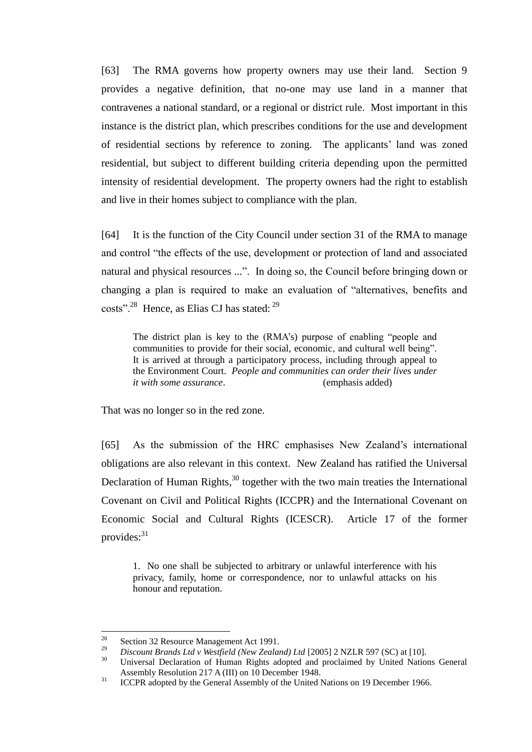[63] The RMA governs how property owners may use their land. Section 9 provides a negative definition, that no-one may use land in a manner that contravenes a national standard, or a regional or district rule. Most important in this instance is the district plan, which prescribes conditions for the use and development of residential sections by reference to zoning. The applicants' land was zoned residential, but subject to different building criteria depending upon the permitted intensity of residential development. The property owners had the right to establish and live in their homes subject to compliance with the plan.

[64] It is the function of the City Council under section 31 of the RMA to manage and control "the effects of the use, development or protection of land and associated natural and physical resources ...". In doing so, the Council before bringing down or changing a plan is required to make an evaluation of "alternatives, benefits and costs".[28] Hence, as Elias CJ has stated: [29]

> The district plan is key to the (RMA's) purpose of enabling "people and communities to provide for their social, economic, and cultural well being". It is arrived at through a participatory process, including through appeal to the Environment Court. *People and communities can order their lives under it with some assurance*. (emphasis added)

That was no longer so in the red zone.

[65] As the submission of the HRC emphasises New Zealand's international obligations are also relevant in this context. New Zealand has ratified the Universal Declaration of Human Rights,[30] together with the two main treaties the International Covenant on Civil and Political Rights (ICCPR) and the International Covenant on Economic Social and Cultural Rights (ICESCR). Article 17 of the former provides:[31]

> 1. No one shall be subjected to arbitrary or unlawful interference with his privacy, family, home or correspondence, nor to unlawful attacks on his honour and reputation.

---

[28] Section 32 Resource Management Act 1991.

[29] *Discount Brands Ltd v Westfield (New Zealand) Ltd* [2005] 2 NZLR 597 (SC) at [10].

[30] Universal Declaration of Human Rights adopted and proclaimed by United Nations General Assembly Resolution 217 A (III) on 10 December 1948.

[31] ICCPR adopted by the General Assembly of the United Nations on 19 December 1966.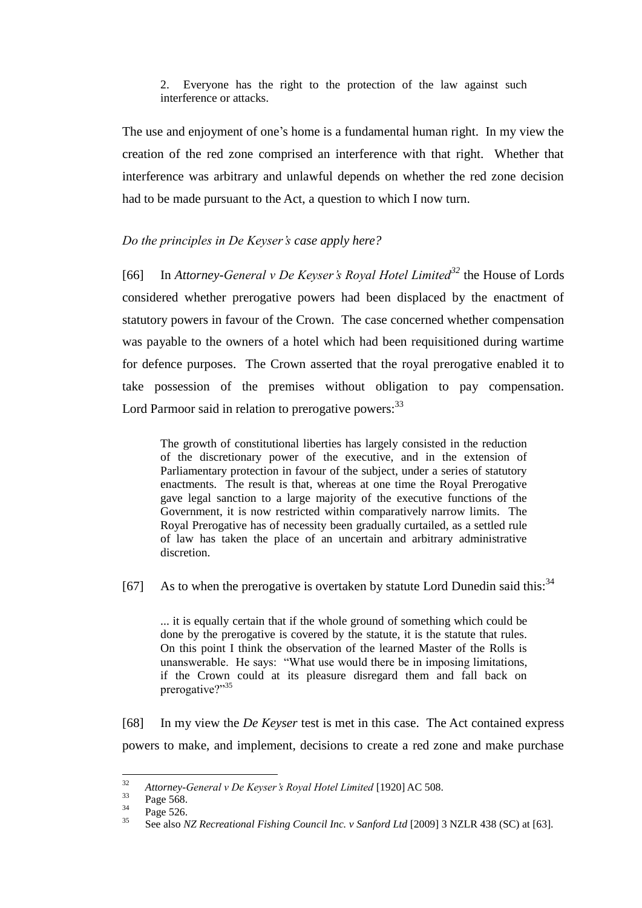> 2. Everyone has the right to the protection of the law against such interference or attacks.

The use and enjoyment of one's home is a fundamental human right. In my view the creation of the red zone comprised an interference with that right. Whether that interference was arbitrary and unlawful depends on whether the red zone decision had to be made pursuant to the Act, a question to which I now turn.

*Do the principles in De Keyser's case apply here?*

[66] In *Attorney-General v De Keyser's Royal Hotel Limited*[32] the House of Lords considered whether prerogative powers had been displaced by the enactment of statutory powers in favour of the Crown. The case concerned whether compensation was payable to the owners of a hotel which had been requisitioned during wartime for defence purposes. The Crown asserted that the royal prerogative enabled it to take possession of the premises without obligation to pay compensation. Lord Parmoor said in relation to prerogative powers:[33]

> The growth of constitutional liberties has largely consisted in the reduction of the discretionary power of the executive, and in the extension of Parliamentary protection in favour of the subject, under a series of statutory enactments. The result is that, whereas at one time the Royal Prerogative gave legal sanction to a large majority of the executive functions of the Government, it is now restricted within comparatively narrow limits. The Royal Prerogative has of necessity been gradually curtailed, as a settled rule of law has taken the place of an uncertain and arbitrary administrative discretion.

[67] As to when the prerogative is overtaken by statute Lord Dunedin said this:[34]

> ... it is equally certain that if the whole ground of something which could be done by the prerogative is covered by the statute, it is the statute that rules. On this point I think the observation of the learned Master of the Rolls is unanswerable. He says: "What use would there be in imposing limitations, if the Crown could at its pleasure disregard them and fall back on prerogative?"[35]

[68] In my view the *De Keyser* test is met in this case. The Act contained express powers to make, and implement, decisions to create a red zone and make purchase

---

[32] *Attorney-General v De Keyser's Royal Hotel Limited* [1920] AC 508.

[33] Page 568.

[34] Page 526.

[35] See also *NZ Recreational Fishing Council Inc. v Sanford Ltd* [2009] 3 NZLR 438 (SC) at [63].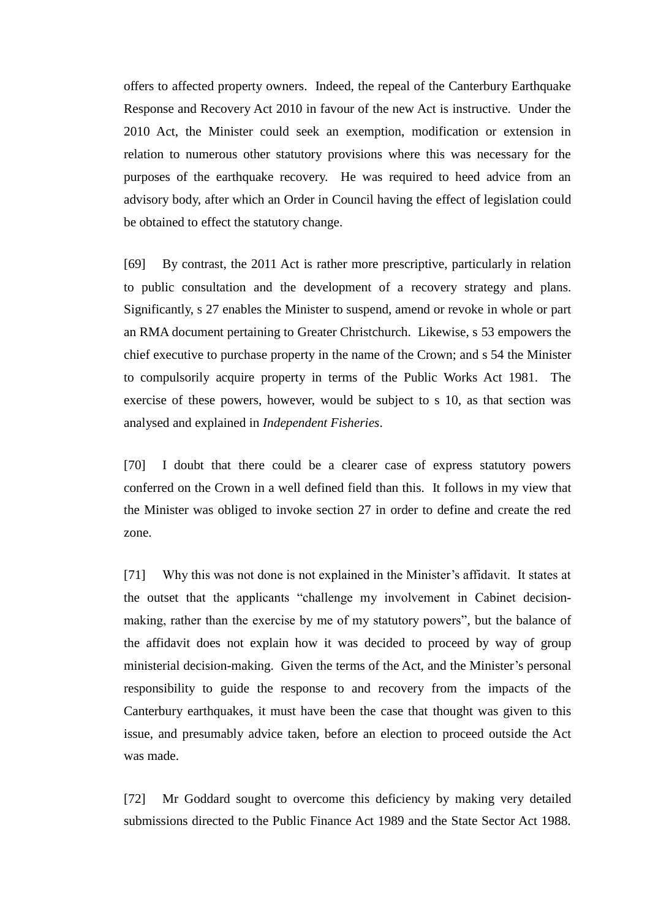offers to affected property owners. Indeed, the repeal of the Canterbury Earthquake Response and Recovery Act 2010 in favour of the new Act is instructive. Under the 2010 Act, the Minister could seek an exemption, modification or extension in relation to numerous other statutory provisions where this was necessary for the purposes of the earthquake recovery. He was required to heed advice from an advisory body, after which an Order in Council having the effect of legislation could be obtained to effect the statutory change.

[69] By contrast, the 2011 Act is rather more prescriptive, particularly in relation to public consultation and the development of a recovery strategy and plans. Significantly, s 27 enables the Minister to suspend, amend or revoke in whole or part an RMA document pertaining to Greater Christchurch. Likewise, s 53 empowers the chief executive to purchase property in the name of the Crown; and s 54 the Minister to compulsorily acquire property in terms of the Public Works Act 1981. The exercise of these powers, however, would be subject to s 10, as that section was analysed and explained in *Independent Fisheries*.

[70] I doubt that there could be a clearer case of express statutory powers conferred on the Crown in a well defined field than this. It follows in my view that the Minister was obliged to invoke section 27 in order to define and create the red zone.

[71] Why this was not done is not explained in the Minister's affidavit. It states at the outset that the applicants "challenge my involvement in Cabinet decision-making, rather than the exercise by me of my statutory powers", but the balance of the affidavit does not explain how it was decided to proceed by way of group ministerial decision-making. Given the terms of the Act, and the Minister's personal responsibility to guide the response to and recovery from the impacts of the Canterbury earthquakes, it must have been the case that thought was given to this issue, and presumably advice taken, before an election to proceed outside the Act was made.

[72] Mr Goddard sought to overcome this deficiency by making very detailed submissions directed to the Public Finance Act 1989 and the State Sector Act 1988.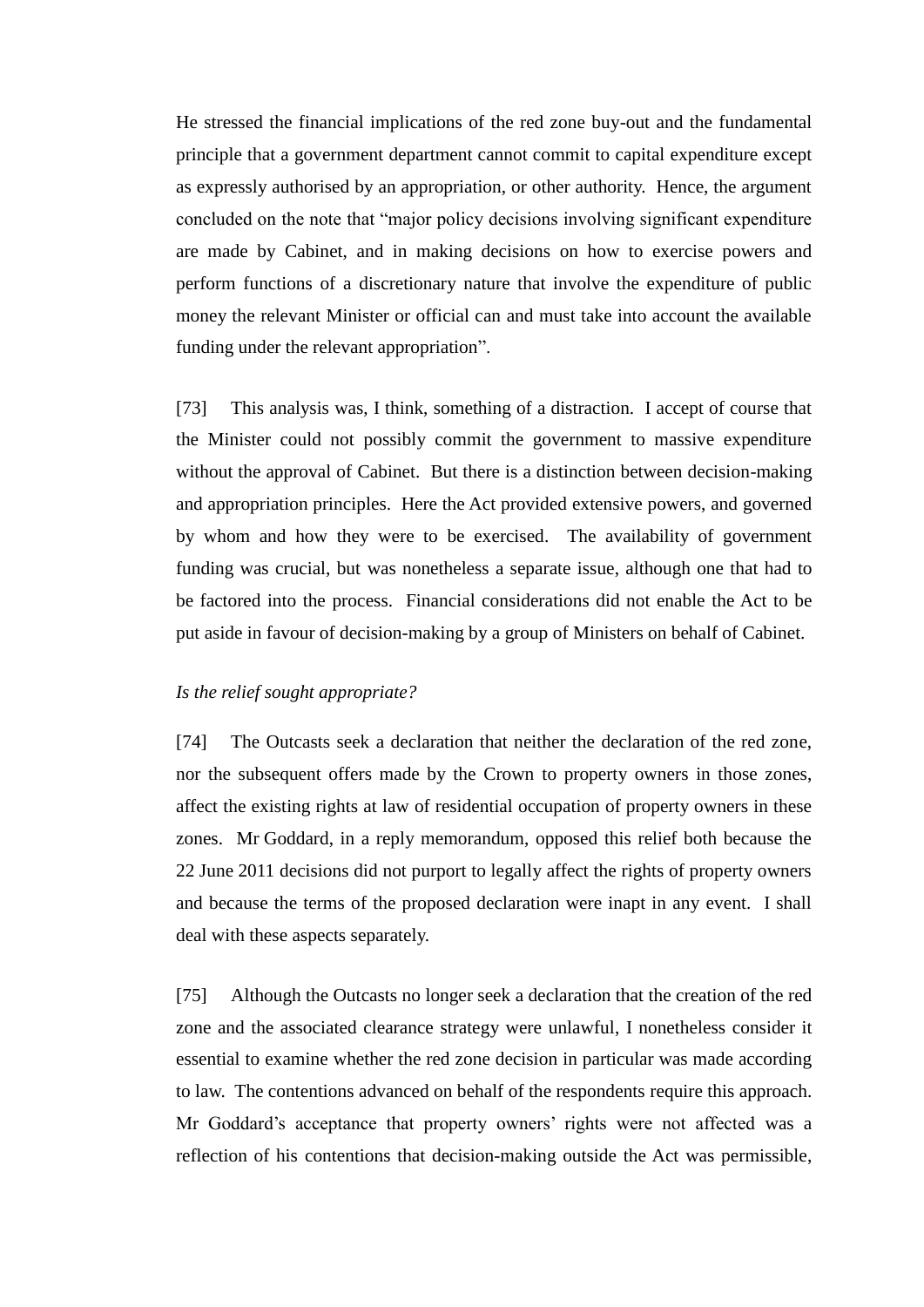He stressed the financial implications of the red zone buy-out and the fundamental principle that a government department cannot commit to capital expenditure except as expressly authorised by an appropriation, or other authority. Hence, the argument concluded on the note that "major policy decisions involving significant expenditure are made by Cabinet, and in making decisions on how to exercise powers and perform functions of a discretionary nature that involve the expenditure of public money the relevant Minister or official can and must take into account the available funding under the relevant appropriation".

[73] This analysis was, I think, something of a distraction. I accept of course that the Minister could not possibly commit the government to massive expenditure without the approval of Cabinet. But there is a distinction between decision-making and appropriation principles. Here the Act provided extensive powers, and governed by whom and how they were to be exercised. The availability of government funding was crucial, but was nonetheless a separate issue, although one that had to be factored into the process. Financial considerations did not enable the Act to be put aside in favour of decision-making by a group of Ministers on behalf of Cabinet.

*Is the relief sought appropriate?*

[74] The Outcasts seek a declaration that neither the declaration of the red zone, nor the subsequent offers made by the Crown to property owners in those zones, affect the existing rights at law of residential occupation of property owners in these zones. Mr Goddard, in a reply memorandum, opposed this relief both because the 22 June 2011 decisions did not purport to legally affect the rights of property owners and because the terms of the proposed declaration were inapt in any event. I shall deal with these aspects separately.

[75] Although the Outcasts no longer seek a declaration that the creation of the red zone and the associated clearance strategy were unlawful, I nonetheless consider it essential to examine whether the red zone decision in particular was made according to law. The contentions advanced on behalf of the respondents require this approach. Mr Goddard's acceptance that property owners' rights were not affected was a reflection of his contentions that decision-making outside the Act was permissible,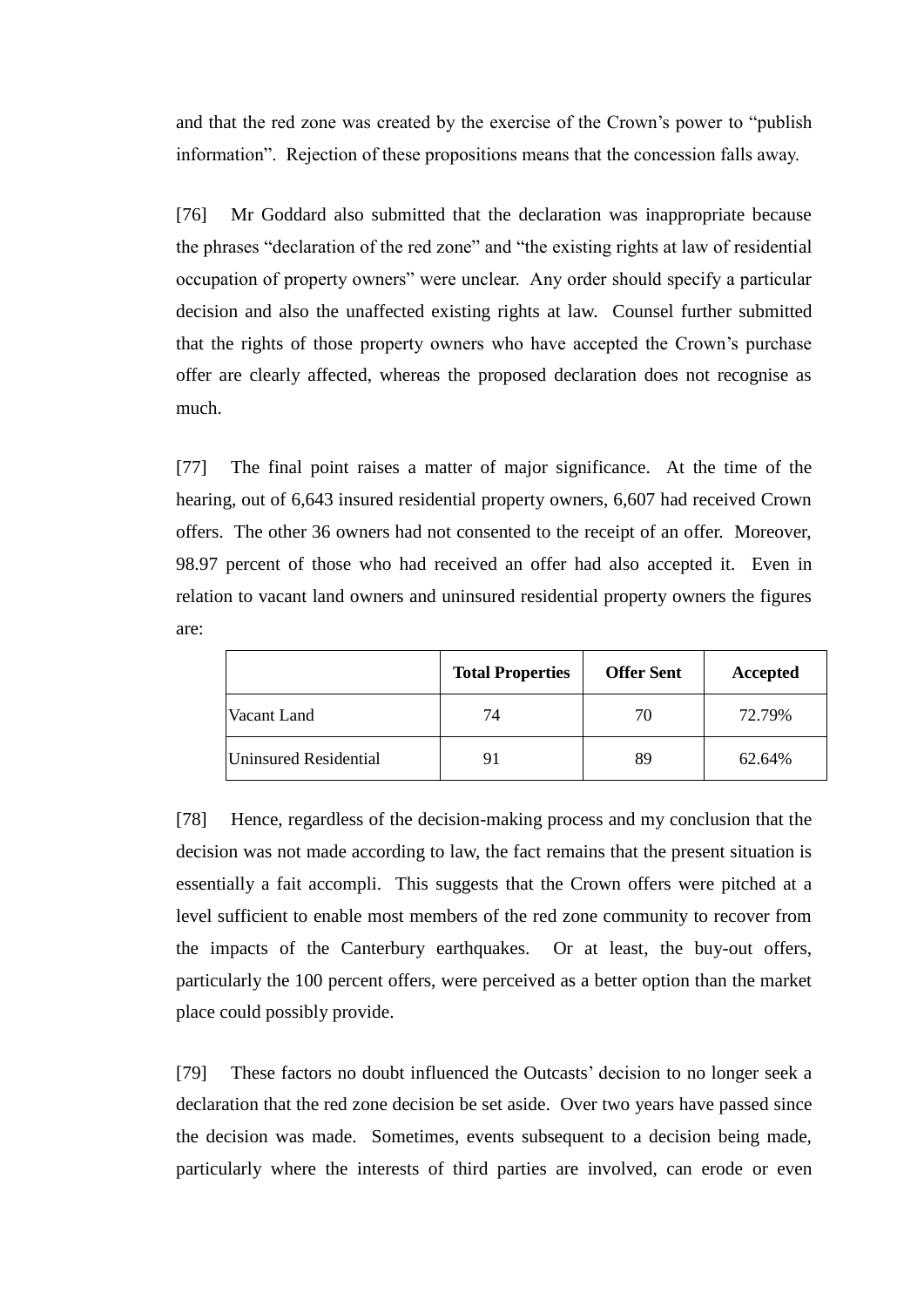and that the red zone was created by the exercise of the Crown's power to "publish information". Rejection of these propositions means that the concession falls away.

[76] Mr Goddard also submitted that the declaration was inappropriate because the phrases "declaration of the red zone" and "the existing rights at law of residential occupation of property owners" were unclear. Any order should specify a particular decision and also the unaffected existing rights at law. Counsel further submitted that the rights of those property owners who have accepted the Crown's purchase offer are clearly affected, whereas the proposed declaration does not recognise as much.

[77] The final point raises a matter of major significance. At the time of the hearing, out of 6,643 insured residential property owners, 6,607 had received Crown offers. The other 36 owners had not consented to the receipt of an offer. Moreover, 98.97 percent of those who had received an offer had also accepted it. Even in relation to vacant land owners and uninsured residential property owners the figures are:

| | **Total Properties** | **Offer Sent** | **Accepted** |
|---|---|---|---|
| Vacant Land | 74 | 70 | 72.79% |
| Uninsured Residential | 91 | 89 | 62.64% |

[78] Hence, regardless of the decision-making process and my conclusion that the decision was not made according to law, the fact remains that the present situation is essentially a fait accompli. This suggests that the Crown offers were pitched at a level sufficient to enable most members of the red zone community to recover from the impacts of the Canterbury earthquakes. Or at least, the buy-out offers, particularly the 100 percent offers, were perceived as a better option than the market place could possibly provide.

[79] These factors no doubt influenced the Outcasts' decision to no longer seek a declaration that the red zone decision be set aside. Over two years have passed since the decision was made. Sometimes, events subsequent to a decision being made, particularly where the interests of third parties are involved, can erode or even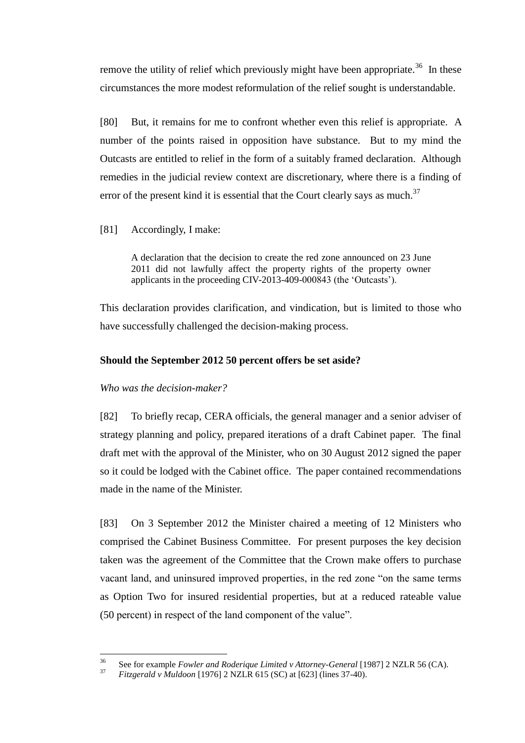remove the utility of relief which previously might have been appropriate.[36] In these circumstances the more modest reformulation of the relief sought is understandable.

[80] But, it remains for me to confront whether even this relief is appropriate. A number of the points raised in opposition have substance. But to my mind the Outcasts are entitled to relief in the form of a suitably framed declaration. Although remedies in the judicial review context are discretionary, where there is a finding of error of the present kind it is essential that the Court clearly says as much.[37]

[81] Accordingly, I make:

> A declaration that the decision to create the red zone announced on 23 June 2011 did not lawfully affect the property rights of the property owner applicants in the proceeding CIV-2013-409-000843 (the 'Outcasts').

This declaration provides clarification, and vindication, but is limited to those who have successfully challenged the decision-making process.

**Should the September 2012 50 percent offers be set aside?**

*Who was the decision-maker?*

[82] To briefly recap, CERA officials, the general manager and a senior adviser of strategy planning and policy, prepared iterations of a draft Cabinet paper. The final draft met with the approval of the Minister, who on 30 August 2012 signed the paper so it could be lodged with the Cabinet office. The paper contained recommendations made in the name of the Minister.

[83] On 3 September 2012 the Minister chaired a meeting of 12 Ministers who comprised the Cabinet Business Committee. For present purposes the key decision taken was the agreement of the Committee that the Crown make offers to purchase vacant land, and uninsured improved properties, in the red zone "on the same terms as Option Two for insured residential properties, but at a reduced rateable value (50 percent) in respect of the land component of the value".

---

[36] See for example *Fowler and Roderique Limited v Attorney-General* [1987] 2 NZLR 56 (CA).

[37] *Fitzgerald v Muldoon* [1976] 2 NZLR 615 (SC) at [623] (lines 37-40).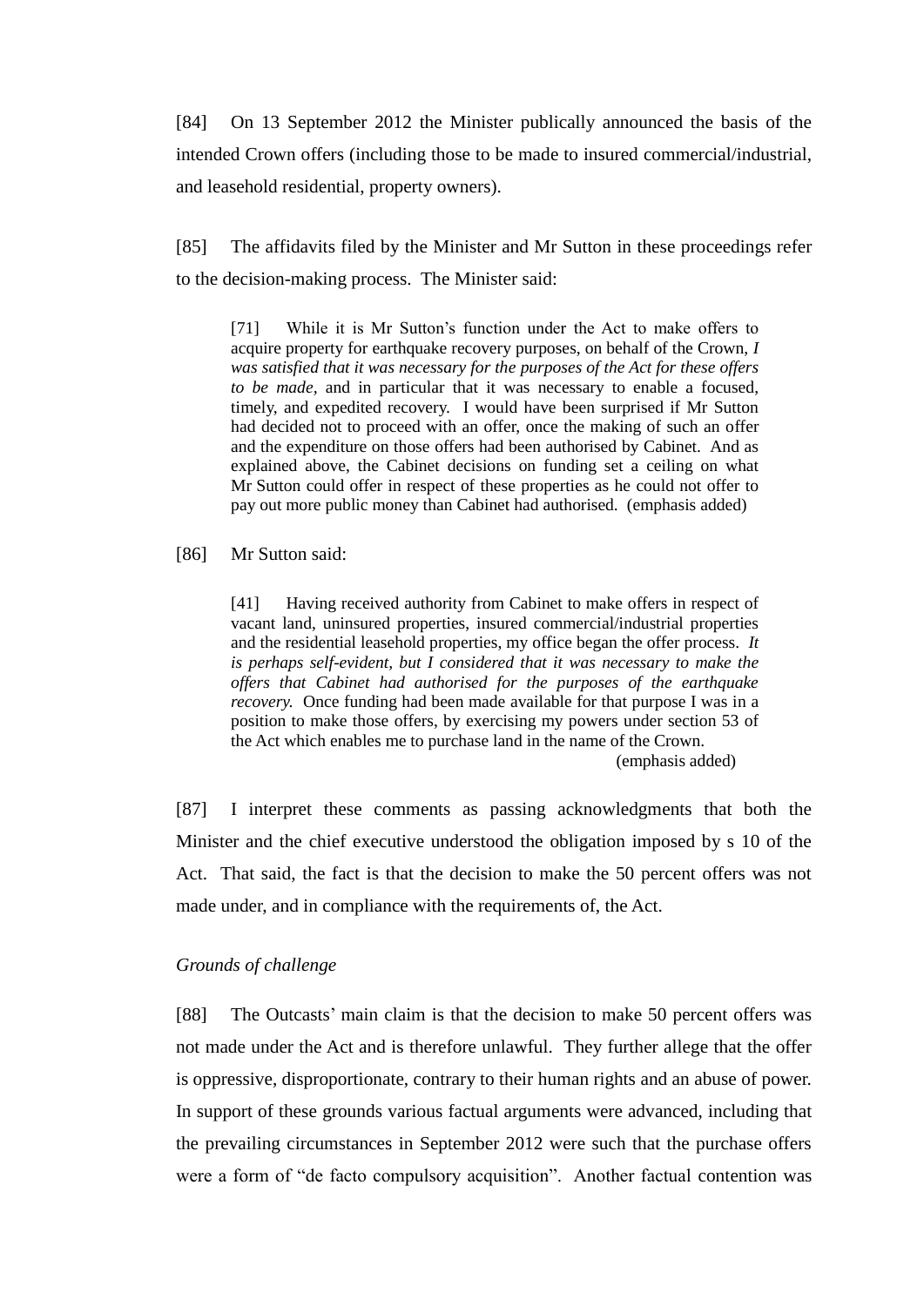[84] On 13 September 2012 the Minister publically announced the basis of the intended Crown offers (including those to be made to insured commercial/industrial, and leasehold residential, property owners).

[85] The affidavits filed by the Minister and Mr Sutton in these proceedings refer to the decision-making process. The Minister said:

> [71] While it is Mr Sutton's function under the Act to make offers to acquire property for earthquake recovery purposes, on behalf of the Crown, *I was satisfied that it was necessary for the purposes of the Act for these offers to be made*, and in particular that it was necessary to enable a focused, timely, and expedited recovery. I would have been surprised if Mr Sutton had decided not to proceed with an offer, once the making of such an offer and the expenditure on those offers had been authorised by Cabinet. And as explained above, the Cabinet decisions on funding set a ceiling on what Mr Sutton could offer in respect of these properties as he could not offer to pay out more public money than Cabinet had authorised. (emphasis added)

[86] Mr Sutton said:

> [41] Having received authority from Cabinet to make offers in respect of vacant land, uninsured properties, insured commercial/industrial properties and the residential leasehold properties, my office began the offer process. *It is perhaps self-evident, but I considered that it was necessary to make the offers that Cabinet had authorised for the purposes of the earthquake recovery.* Once funding had been made available for that purpose I was in a position to make those offers, by exercising my powers under section 53 of the Act which enables me to purchase land in the name of the Crown.
> (emphasis added)

[87] I interpret these comments as passing acknowledgments that both the Minister and the chief executive understood the obligation imposed by s 10 of the Act. That said, the fact is that the decision to make the 50 percent offers was not made under, and in compliance with the requirements of, the Act.

*Grounds of challenge*

[88] The Outcasts' main claim is that the decision to make 50 percent offers was not made under the Act and is therefore unlawful. They further allege that the offer is oppressive, disproportionate, contrary to their human rights and an abuse of power. In support of these grounds various factual arguments were advanced, including that the prevailing circumstances in September 2012 were such that the purchase offers were a form of "de facto compulsory acquisition". Another factual contention was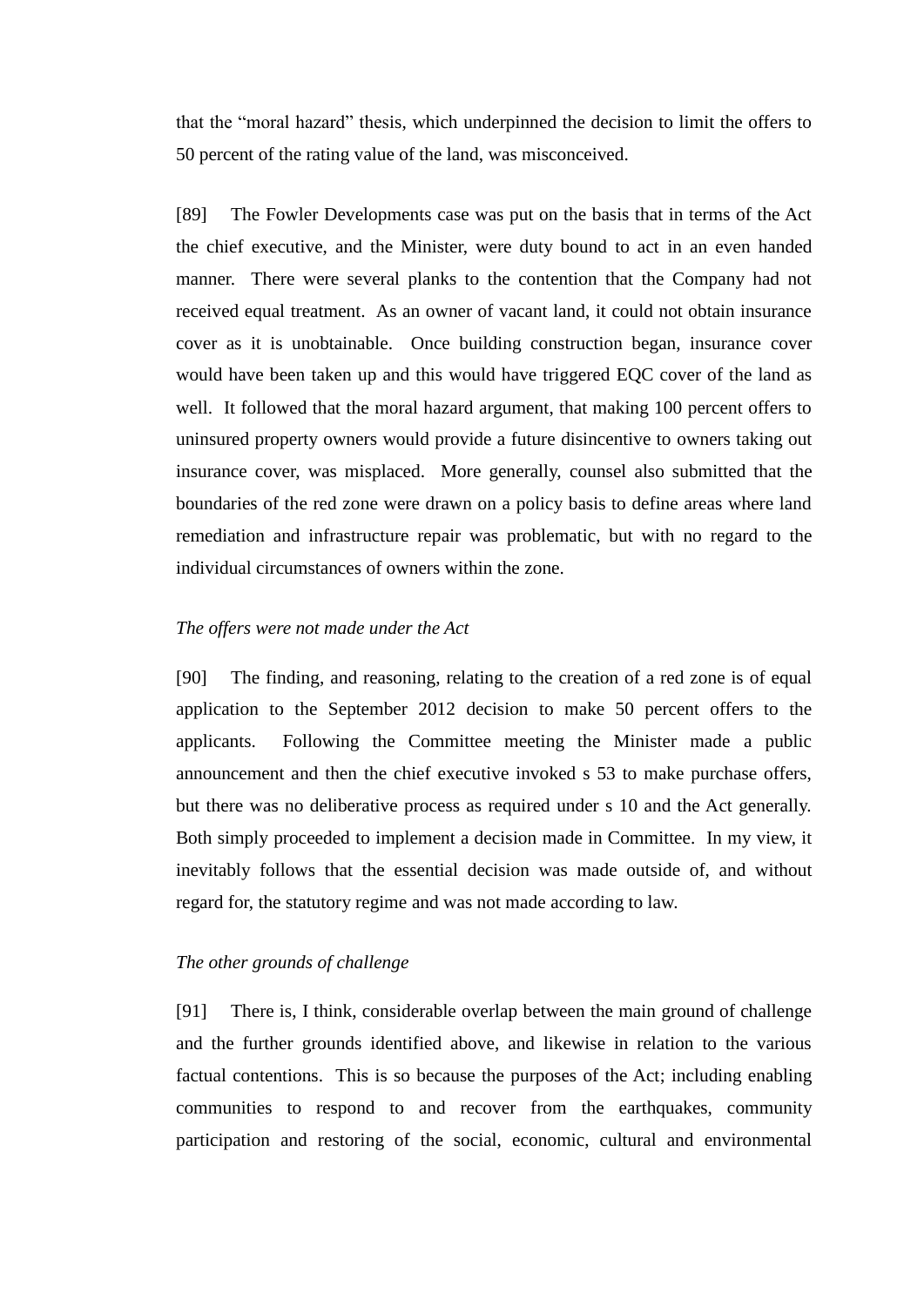that the "moral hazard" thesis, which underpinned the decision to limit the offers to 50 percent of the rating value of the land, was misconceived.

[89] The Fowler Developments case was put on the basis that in terms of the Act the chief executive, and the Minister, were duty bound to act in an even handed manner. There were several planks to the contention that the Company had not received equal treatment. As an owner of vacant land, it could not obtain insurance cover as it is unobtainable. Once building construction began, insurance cover would have been taken up and this would have triggered EQC cover of the land as well. It followed that the moral hazard argument, that making 100 percent offers to uninsured property owners would provide a future disincentive to owners taking out insurance cover, was misplaced. More generally, counsel also submitted that the boundaries of the red zone were drawn on a policy basis to define areas where land remediation and infrastructure repair was problematic, but with no regard to the individual circumstances of owners within the zone.

*The offers were not made under the Act*

[90] The finding, and reasoning, relating to the creation of a red zone is of equal application to the September 2012 decision to make 50 percent offers to the applicants. Following the Committee meeting the Minister made a public announcement and then the chief executive invoked s 53 to make purchase offers, but there was no deliberative process as required under s 10 and the Act generally. Both simply proceeded to implement a decision made in Committee. In my view, it inevitably follows that the essential decision was made outside of, and without regard for, the statutory regime and was not made according to law.

*The other grounds of challenge*

[91] There is, I think, considerable overlap between the main ground of challenge and the further grounds identified above, and likewise in relation to the various factual contentions. This is so because the purposes of the Act; including enabling communities to respond to and recover from the earthquakes, community participation and restoring of the social, economic, cultural and environmental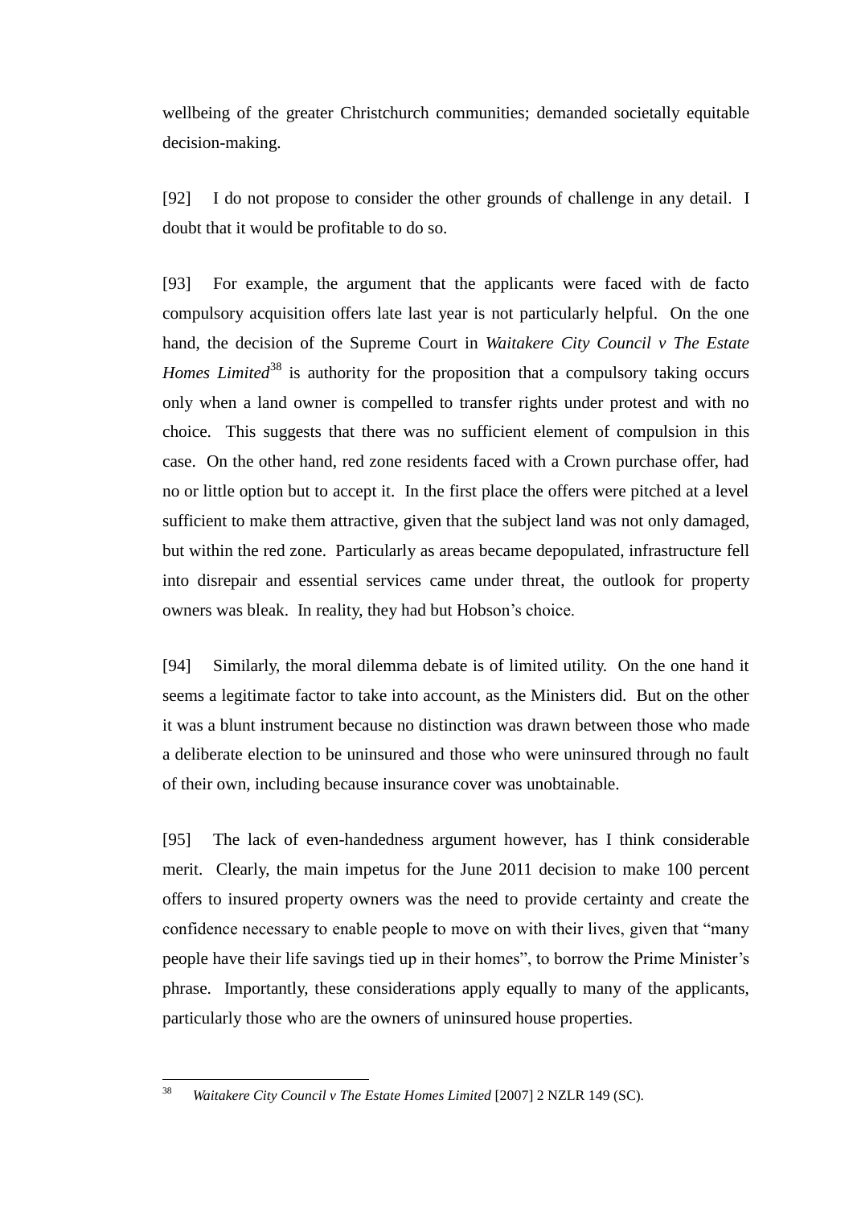wellbeing of the greater Christchurch communities; demanded societally equitable decision-making.

[92] I do not propose to consider the other grounds of challenge in any detail. I doubt that it would be profitable to do so.

[93] For example, the argument that the applicants were faced with de facto compulsory acquisition offers late last year is not particularly helpful. On the one hand, the decision of the Supreme Court in *Waitakere City Council v The Estate Homes Limited*[38] is authority for the proposition that a compulsory taking occurs only when a land owner is compelled to transfer rights under protest and with no choice. This suggests that there was no sufficient element of compulsion in this case. On the other hand, red zone residents faced with a Crown purchase offer, had no or little option but to accept it. In the first place the offers were pitched at a level sufficient to make them attractive, given that the subject land was not only damaged, but within the red zone. Particularly as areas became depopulated, infrastructure fell into disrepair and essential services came under threat, the outlook for property owners was bleak. In reality, they had but Hobson's choice.

[94] Similarly, the moral dilemma debate is of limited utility. On the one hand it seems a legitimate factor to take into account, as the Ministers did. But on the other it was a blunt instrument because no distinction was drawn between those who made a deliberate election to be uninsured and those who were uninsured through no fault of their own, including because insurance cover was unobtainable.

[95] The lack of even-handedness argument however, has I think considerable merit. Clearly, the main impetus for the June 2011 decision to make 100 percent offers to insured property owners was the need to provide certainty and create the confidence necessary to enable people to move on with their lives, given that "many people have their life savings tied up in their homes", to borrow the Prime Minister's phrase. Importantly, these considerations apply equally to many of the applicants, particularly those who are the owners of uninsured house properties.

---

[38] *Waitakere City Council v The Estate Homes Limited* [2007] 2 NZLR 149 (SC).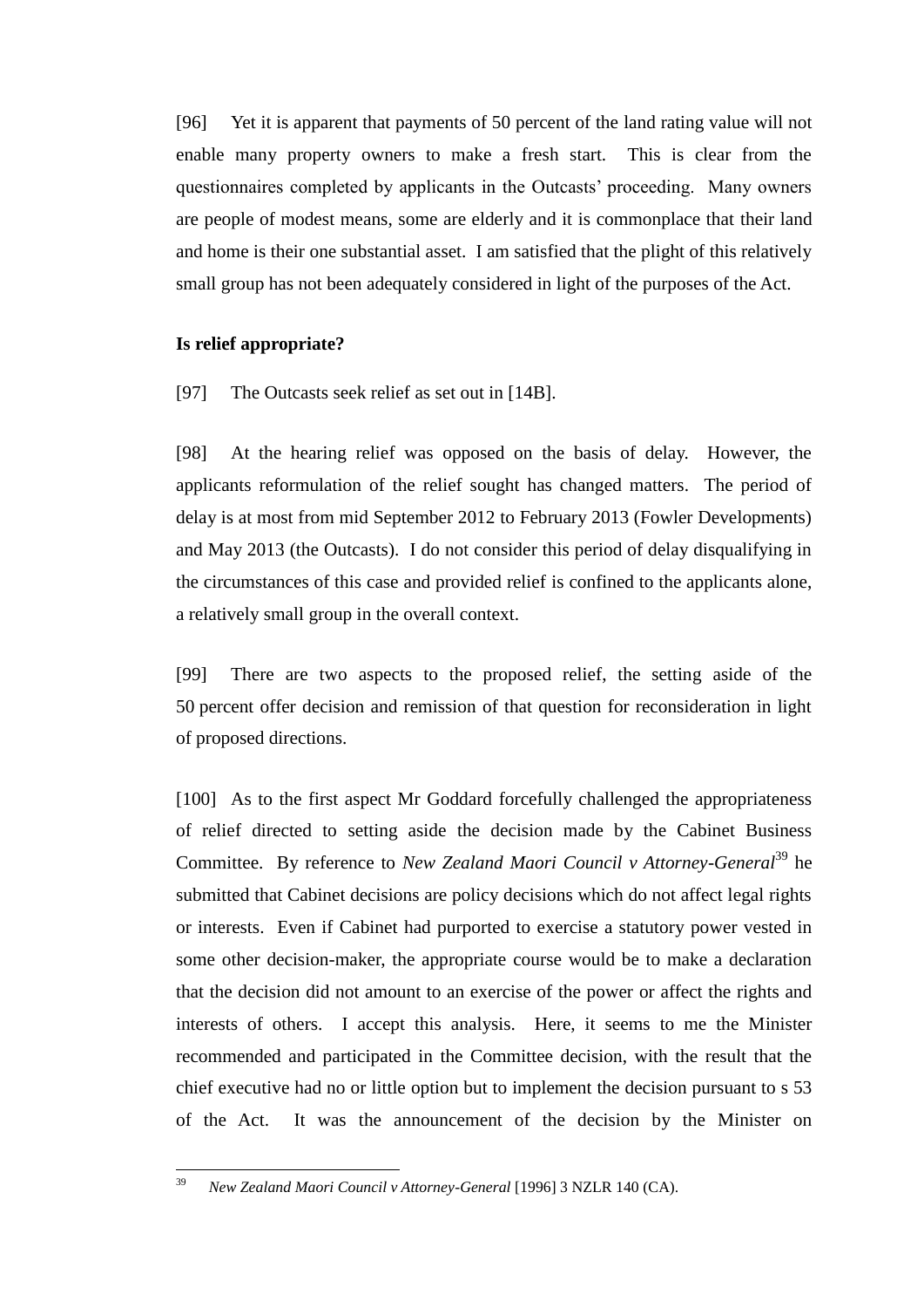[96] Yet it is apparent that payments of 50 percent of the land rating value will not enable many property owners to make a fresh start. This is clear from the questionnaires completed by applicants in the Outcasts' proceeding. Many owners are people of modest means, some are elderly and it is commonplace that their land and home is their one substantial asset. I am satisfied that the plight of this relatively small group has not been adequately considered in light of the purposes of the Act.

**Is relief appropriate?**

[97] The Outcasts seek relief as set out in [14B].

[98] At the hearing relief was opposed on the basis of delay. However, the applicants reformulation of the relief sought has changed matters. The period of delay is at most from mid September 2012 to February 2013 (Fowler Developments) and May 2013 (the Outcasts). I do not consider this period of delay disqualifying in the circumstances of this case and provided relief is confined to the applicants alone, a relatively small group in the overall context.

[99] There are two aspects to the proposed relief, the setting aside of the 50 percent offer decision and remission of that question for reconsideration in light of proposed directions.

[100] As to the first aspect Mr Goddard forcefully challenged the appropriateness of relief directed to setting aside the decision made by the Cabinet Business Committee. By reference to *New Zealand Maori Council v Attorney-General*[39] he submitted that Cabinet decisions are policy decisions which do not affect legal rights or interests. Even if Cabinet had purported to exercise a statutory power vested in some other decision-maker, the appropriate course would be to make a declaration that the decision did not amount to an exercise of the power or affect the rights and interests of others. I accept this analysis. Here, it seems to me the Minister recommended and participated in the Committee decision, with the result that the chief executive had no or little option but to implement the decision pursuant to s 53 of the Act. It was the announcement of the decision by the Minister on

[39] *New Zealand Maori Council v Attorney-General* [1996] 3 NZLR 140 (CA).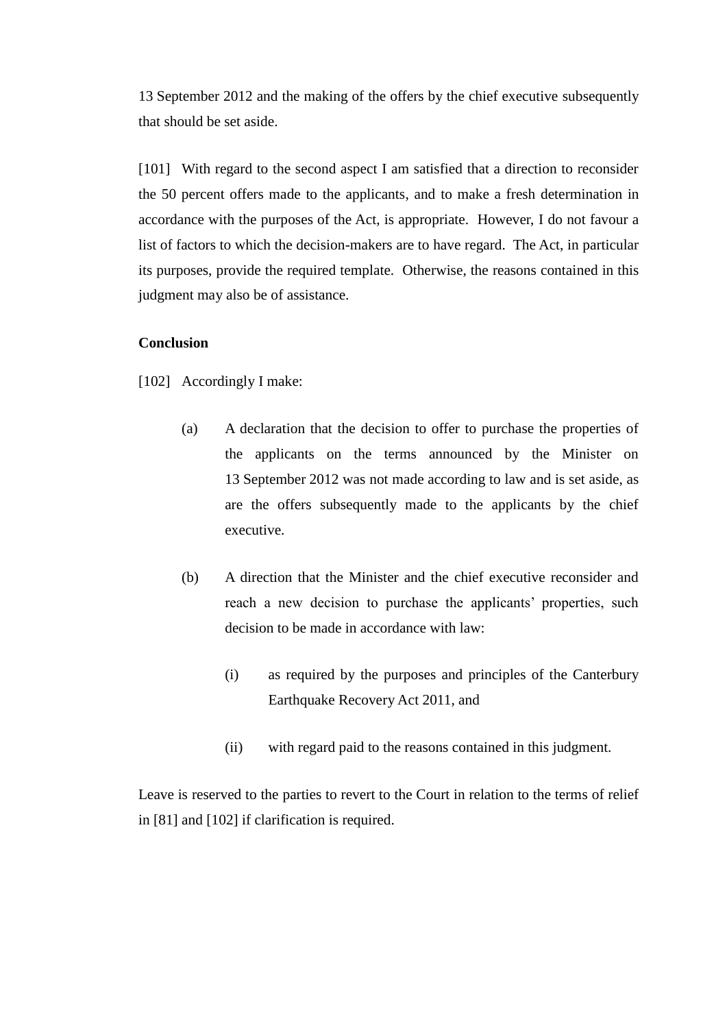13 September 2012 and the making of the offers by the chief executive subsequently that should be set aside.

[101] With regard to the second aspect I am satisfied that a direction to reconsider the 50 percent offers made to the applicants, and to make a fresh determination in accordance with the purposes of the Act, is appropriate. However, I do not favour a list of factors to which the decision-makers are to have regard. The Act, in particular its purposes, provide the required template. Otherwise, the reasons contained in this judgment may also be of assistance.

**Conclusion**

[102] Accordingly I make:

(a) A declaration that the decision to offer to purchase the properties of the applicants on the terms announced by the Minister on 13 September 2012 was not made according to law and is set aside, as are the offers subsequently made to the applicants by the chief executive.

(b) A direction that the Minister and the chief executive reconsider and reach a new decision to purchase the applicants' properties, such decision to be made in accordance with law:

  (i) as required by the purposes and principles of the Canterbury Earthquake Recovery Act 2011, and

  (ii) with regard paid to the reasons contained in this judgment.

Leave is reserved to the parties to revert to the Court in relation to the terms of relief in [81] and [102] if clarification is required.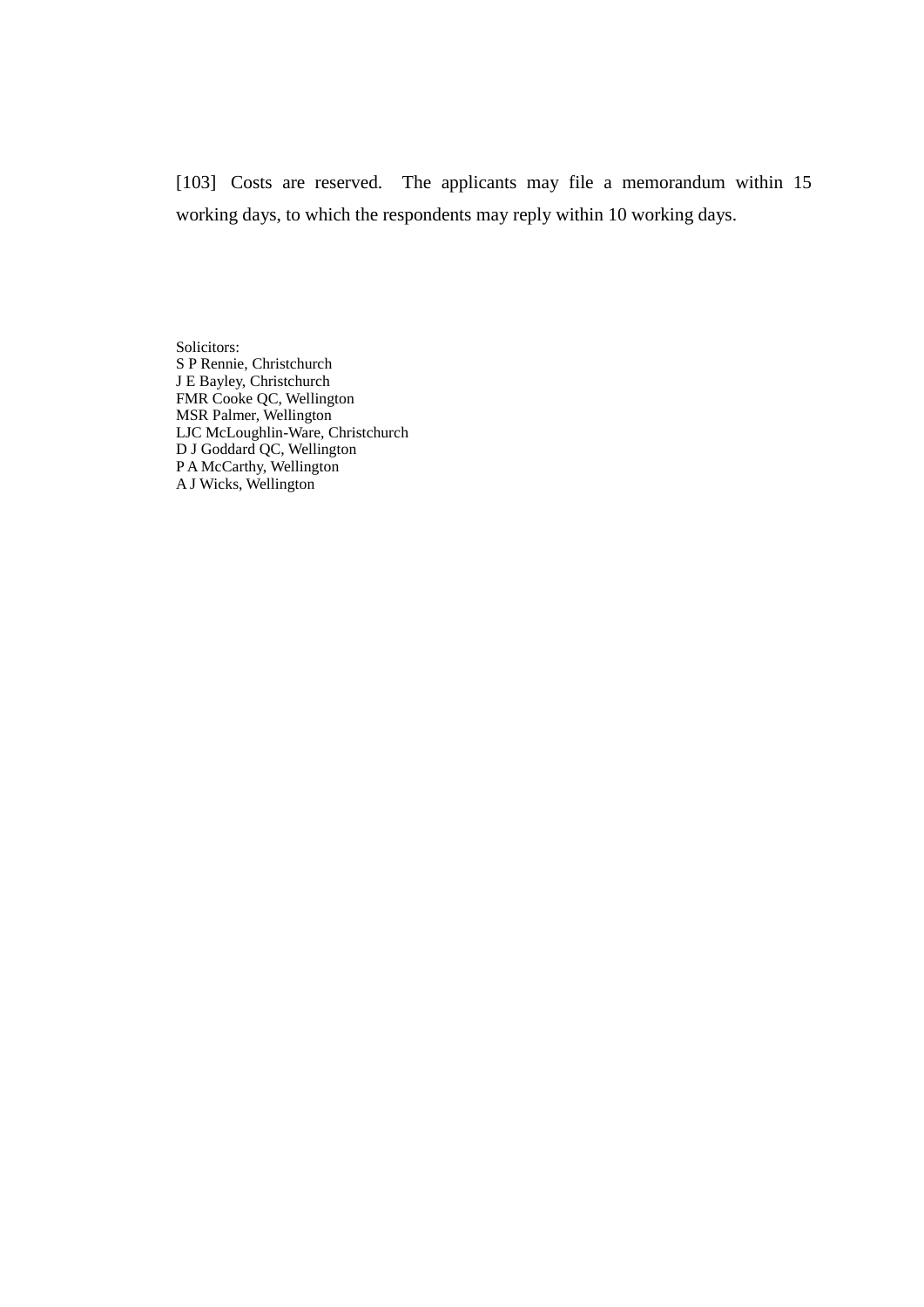[103] Costs are reserved. The applicants may file a memorandum within 15 working days, to which the respondents may reply within 10 working days.

Solicitors:
S P Rennie, Christchurch
J E Bayley, Christchurch
FMR Cooke QC, Wellington
MSR Palmer, Wellington
LJC McLoughlin-Ware, Christchurch
D J Goddard QC, Wellington
P A McCarthy, Wellington
A J Wicks, Wellington